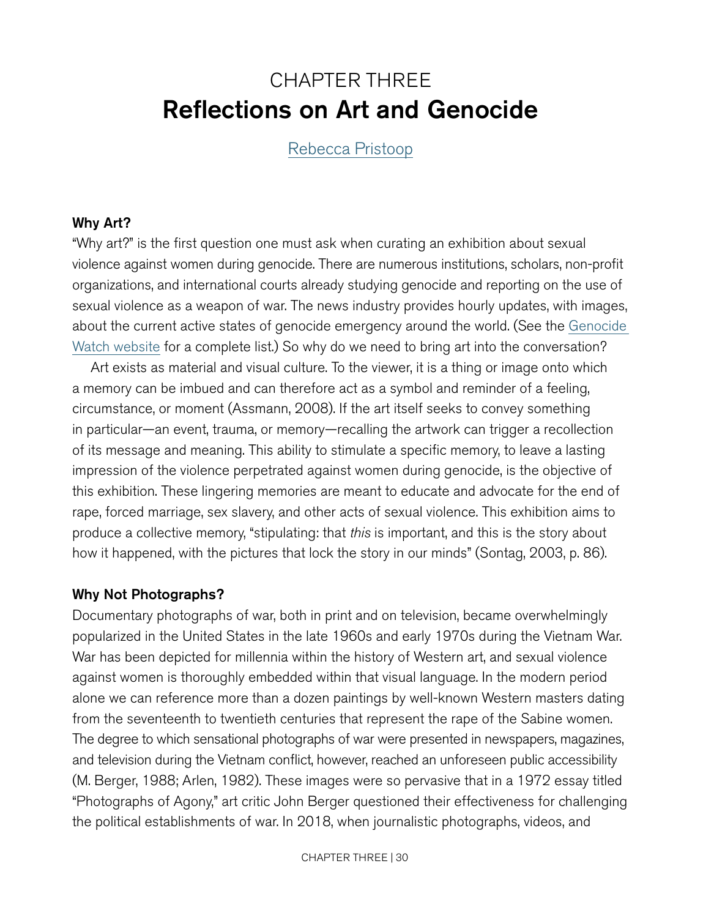# CHAPTER THREE
# Reflections on Art and Genocide

Rebecca Pristoop

## Why Art?

"Why art?" is the first question one must ask when curating an exhibition about sexual violence against women during genocide. There are numerous institutions, scholars, non-profit organizations, and international courts already studying genocide and reporting on the use of sexual violence as a weapon of war. The news industry provides hourly updates, with images, about the current active states of genocide emergency around the world. (See the Genocide Watch website for a complete list.) So why do we need to bring art into the conversation?

Art exists as material and visual culture. To the viewer, it is a thing or image onto which a memory can be imbued and can therefore act as a symbol and reminder of a feeling, circumstance, or moment (Assmann, 2008). If the art itself seeks to convey something in particular—an event, trauma, or memory—recalling the artwork can trigger a recollection of its message and meaning. This ability to stimulate a specific memory, to leave a lasting impression of the violence perpetrated against women during genocide, is the objective of this exhibition. These lingering memories are meant to educate and advocate for the end of rape, forced marriage, sex slavery, and other acts of sexual violence. This exhibition aims to produce a collective memory, "stipulating: that *this* is important, and this is the story about how it happened, with the pictures that lock the story in our minds" (Sontag, 2003, p. 86).

## Why Not Photographs?

Documentary photographs of war, both in print and on television, became overwhelmingly popularized in the United States in the late 1960s and early 1970s during the Vietnam War. War has been depicted for millennia within the history of Western art, and sexual violence against women is thoroughly embedded within that visual language. In the modern period alone we can reference more than a dozen paintings by well-known Western masters dating from the seventeenth to twentieth centuries that represent the rape of the Sabine women. The degree to which sensational photographs of war were presented in newspapers, magazines, and television during the Vietnam conflict, however, reached an unforeseen public accessibility (M. Berger, 1988; Arlen, 1982). These images were so pervasive that in a 1972 essay titled "Photographs of Agony," art critic John Berger questioned their effectiveness for challenging the political establishments of war. In 2018, when journalistic photographs, videos, and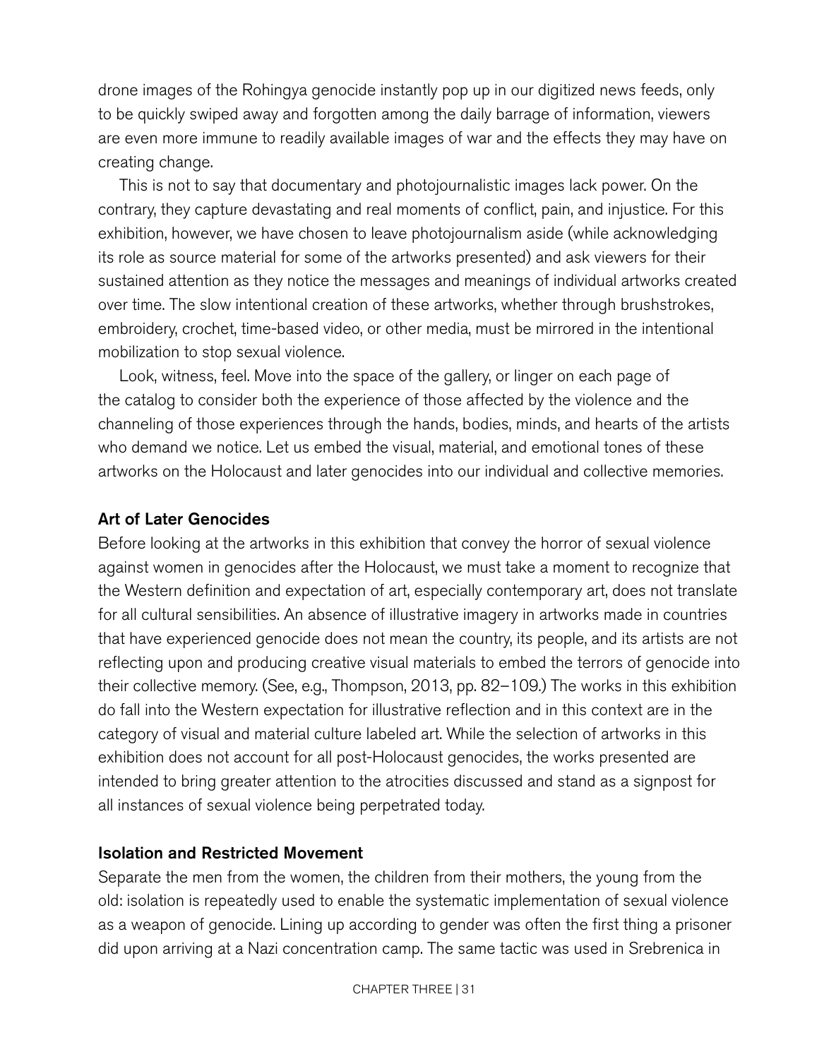drone images of the Rohingya genocide instantly pop up in our digitized news feeds, only to be quickly swiped away and forgotten among the daily barrage of information, viewers are even more immune to readily available images of war and the effects they may have on creating change.

This is not to say that documentary and photojournalistic images lack power. On the contrary, they capture devastating and real moments of conflict, pain, and injustice. For this exhibition, however, we have chosen to leave photojournalism aside (while acknowledging its role as source material for some of the artworks presented) and ask viewers for their sustained attention as they notice the messages and meanings of individual artworks created over time. The slow intentional creation of these artworks, whether through brushstrokes, embroidery, crochet, time-based video, or other media, must be mirrored in the intentional mobilization to stop sexual violence.

Look, witness, feel. Move into the space of the gallery, or linger on each page of the catalog to consider both the experience of those affected by the violence and the channeling of those experiences through the hands, bodies, minds, and hearts of the artists who demand we notice. Let us embed the visual, material, and emotional tones of these artworks on the Holocaust and later genocides into our individual and collective memories.

## Art of Later Genocides

Before looking at the artworks in this exhibition that convey the horror of sexual violence against women in genocides after the Holocaust, we must take a moment to recognize that the Western definition and expectation of art, especially contemporary art, does not translate for all cultural sensibilities. An absence of illustrative imagery in artworks made in countries that have experienced genocide does not mean the country, its people, and its artists are not reflecting upon and producing creative visual materials to embed the terrors of genocide into their collective memory. (See, e.g., Thompson, 2013, pp. 82–109.) The works in this exhibition do fall into the Western expectation for illustrative reflection and in this context are in the category of visual and material culture labeled art. While the selection of artworks in this exhibition does not account for all post-Holocaust genocides, the works presented are intended to bring greater attention to the atrocities discussed and stand as a signpost for all instances of sexual violence being perpetrated today.

## Isolation and Restricted Movement

Separate the men from the women, the children from their mothers, the young from the old: isolation is repeatedly used to enable the systematic implementation of sexual violence as a weapon of genocide. Lining up according to gender was often the first thing a prisoner did upon arriving at a Nazi concentration camp. The same tactic was used in Srebrenica in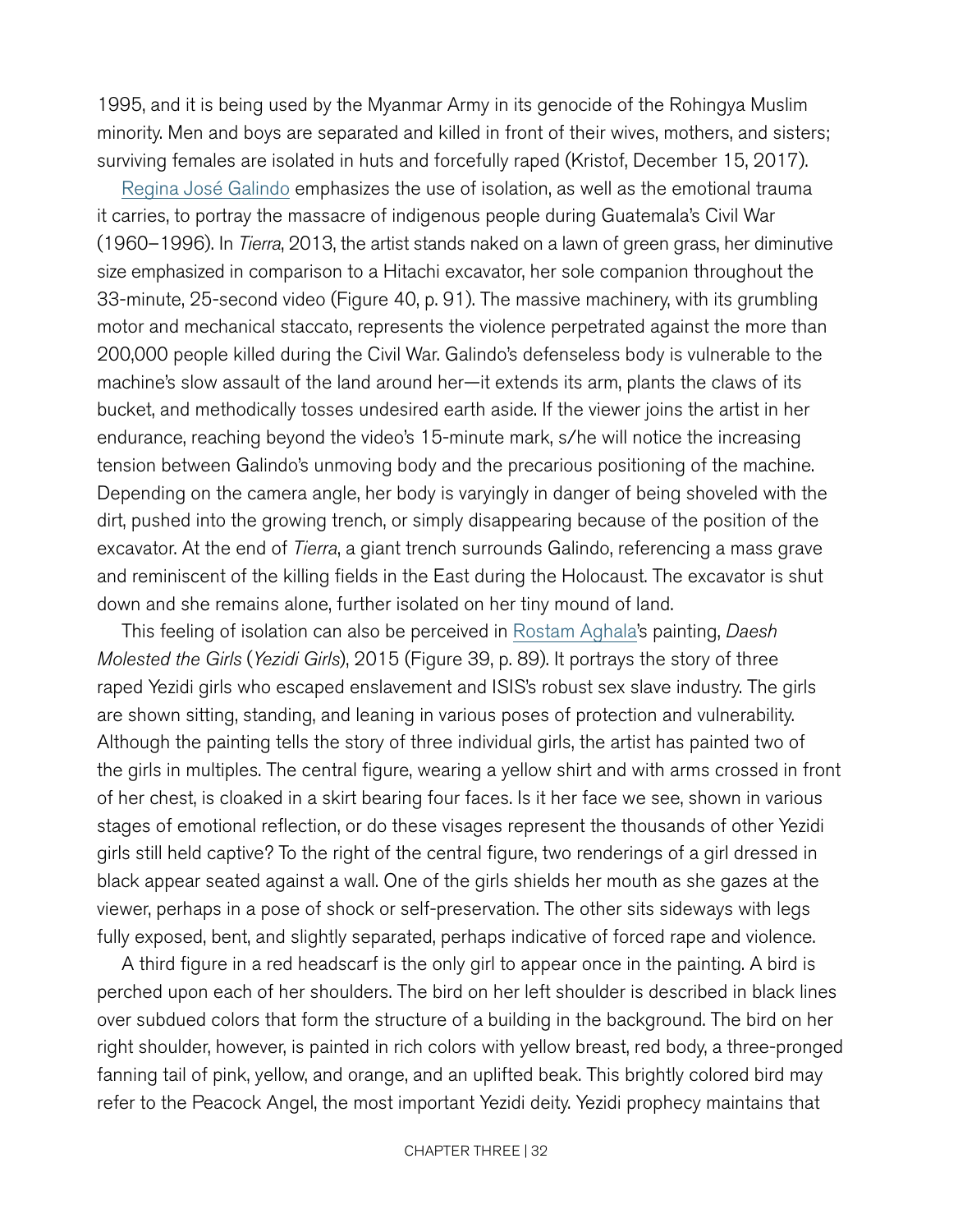1995, and it is being used by the Myanmar Army in its genocide of the Rohingya Muslim minority. Men and boys are separated and killed in front of their wives, mothers, and sisters; surviving females are isolated in huts and forcefully raped (Kristof, December 15, 2017).

Regina José Galindo emphasizes the use of isolation, as well as the emotional trauma it carries, to portray the massacre of indigenous people during Guatemala's Civil War (1960–1996). In *Tierra*, 2013, the artist stands naked on a lawn of green grass, her diminutive size emphasized in comparison to a Hitachi excavator, her sole companion throughout the 33-minute, 25-second video (Figure 40, p. 91). The massive machinery, with its grumbling motor and mechanical staccato, represents the violence perpetrated against the more than 200,000 people killed during the Civil War. Galindo's defenseless body is vulnerable to the machine's slow assault of the land around her—it extends its arm, plants the claws of its bucket, and methodically tosses undesired earth aside. If the viewer joins the artist in her endurance, reaching beyond the video's 15-minute mark, s/he will notice the increasing tension between Galindo's unmoving body and the precarious positioning of the machine. Depending on the camera angle, her body is varyingly in danger of being shoveled with the dirt, pushed into the growing trench, or simply disappearing because of the position of the excavator. At the end of *Tierra*, a giant trench surrounds Galindo, referencing a mass grave and reminiscent of the killing fields in the East during the Holocaust. The excavator is shut down and she remains alone, further isolated on her tiny mound of land.

This feeling of isolation can also be perceived in Rostam Aghala's painting, *Daesh Molested the Girls* (*Yezidi Girls*), 2015 (Figure 39, p. 89). It portrays the story of three raped Yezidi girls who escaped enslavement and ISIS's robust sex slave industry. The girls are shown sitting, standing, and leaning in various poses of protection and vulnerability. Although the painting tells the story of three individual girls, the artist has painted two of the girls in multiples. The central figure, wearing a yellow shirt and with arms crossed in front of her chest, is cloaked in a skirt bearing four faces. Is it her face we see, shown in various stages of emotional reflection, or do these visages represent the thousands of other Yezidi girls still held captive? To the right of the central figure, two renderings of a girl dressed in black appear seated against a wall. One of the girls shields her mouth as she gazes at the viewer, perhaps in a pose of shock or self-preservation. The other sits sideways with legs fully exposed, bent, and slightly separated, perhaps indicative of forced rape and violence.

A third figure in a red headscarf is the only girl to appear once in the painting. A bird is perched upon each of her shoulders. The bird on her left shoulder is described in black lines over subdued colors that form the structure of a building in the background. The bird on her right shoulder, however, is painted in rich colors with yellow breast, red body, a three-pronged fanning tail of pink, yellow, and orange, and an uplifted beak. This brightly colored bird may refer to the Peacock Angel, the most important Yezidi deity. Yezidi prophecy maintains that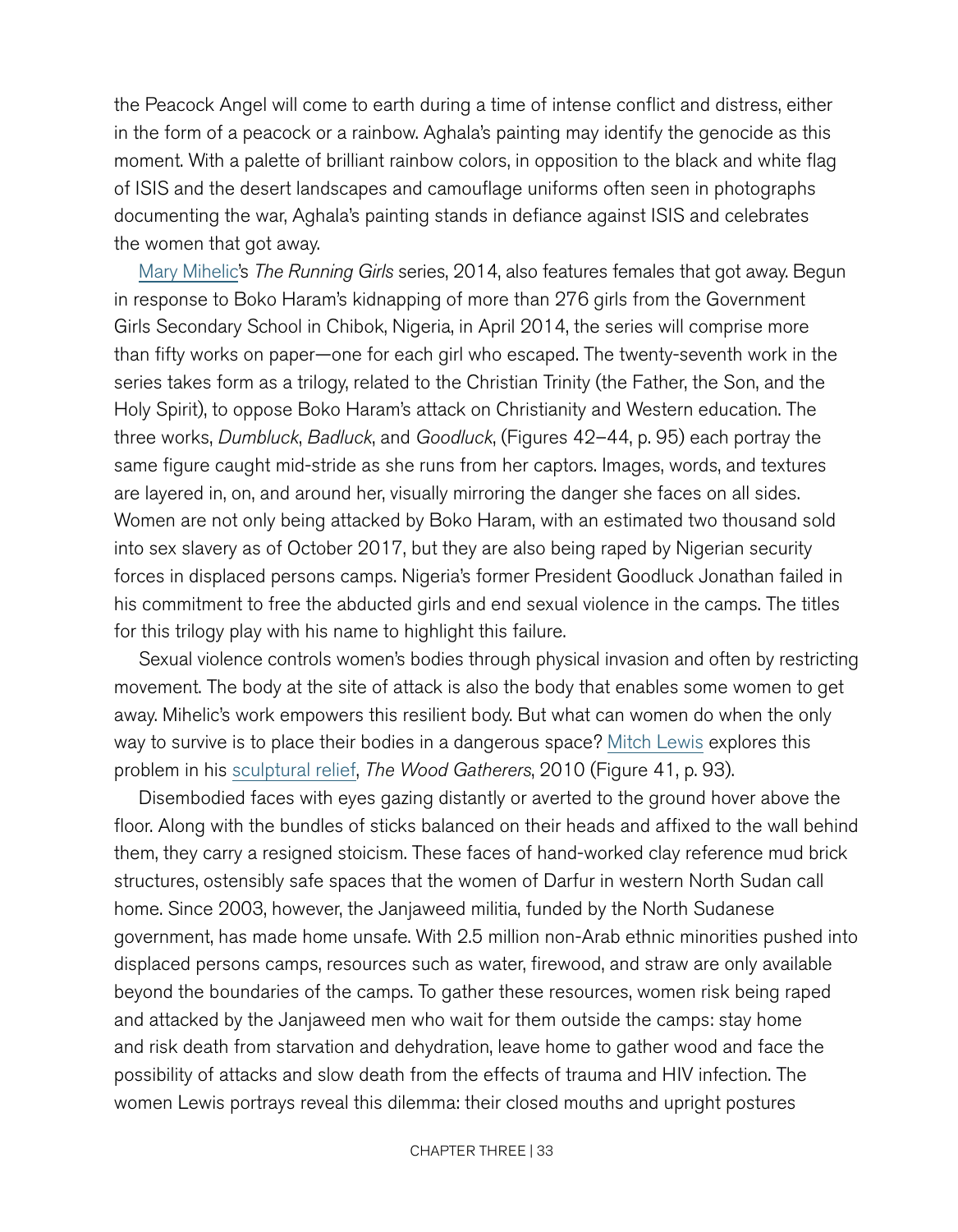the Peacock Angel will come to earth during a time of intense conflict and distress, either in the form of a peacock or a rainbow. Aghala's painting may identify the genocide as this moment. With a palette of brilliant rainbow colors, in opposition to the black and white flag of ISIS and the desert landscapes and camouflage uniforms often seen in photographs documenting the war, Aghala's painting stands in defiance against ISIS and celebrates the women that got away.

Mary Mihelic's *The Running Girls* series, 2014, also features females that got away. Begun in response to Boko Haram's kidnapping of more than 276 girls from the Government Girls Secondary School in Chibok, Nigeria, in April 2014, the series will comprise more than fifty works on paper—one for each girl who escaped. The twenty-seventh work in the series takes form as a trilogy, related to the Christian Trinity (the Father, the Son, and the Holy Spirit), to oppose Boko Haram's attack on Christianity and Western education. The three works, *Dumbluck*, *Badluck*, and *Goodluck*, (Figures 42–44, p. 95) each portray the same figure caught mid-stride as she runs from her captors. Images, words, and textures are layered in, on, and around her, visually mirroring the danger she faces on all sides. Women are not only being attacked by Boko Haram, with an estimated two thousand sold into sex slavery as of October 2017, but they are also being raped by Nigerian security forces in displaced persons camps. Nigeria's former President Goodluck Jonathan failed in his commitment to free the abducted girls and end sexual violence in the camps. The titles for this trilogy play with his name to highlight this failure.

Sexual violence controls women's bodies through physical invasion and often by restricting movement. The body at the site of attack is also the body that enables some women to get away. Mihelic's work empowers this resilient body. But what can women do when the only way to survive is to place their bodies in a dangerous space? Mitch Lewis explores this problem in his sculptural relief, *The Wood Gatherers*, 2010 (Figure 41, p. 93).

Disembodied faces with eyes gazing distantly or averted to the ground hover above the floor. Along with the bundles of sticks balanced on their heads and affixed to the wall behind them, they carry a resigned stoicism. These faces of hand-worked clay reference mud brick structures, ostensibly safe spaces that the women of Darfur in western North Sudan call home. Since 2003, however, the Janjaweed militia, funded by the North Sudanese government, has made home unsafe. With 2.5 million non-Arab ethnic minorities pushed into displaced persons camps, resources such as water, firewood, and straw are only available beyond the boundaries of the camps. To gather these resources, women risk being raped and attacked by the Janjaweed men who wait for them outside the camps: stay home and risk death from starvation and dehydration, leave home to gather wood and face the possibility of attacks and slow death from the effects of trauma and HIV infection. The women Lewis portrays reveal this dilemma: their closed mouths and upright postures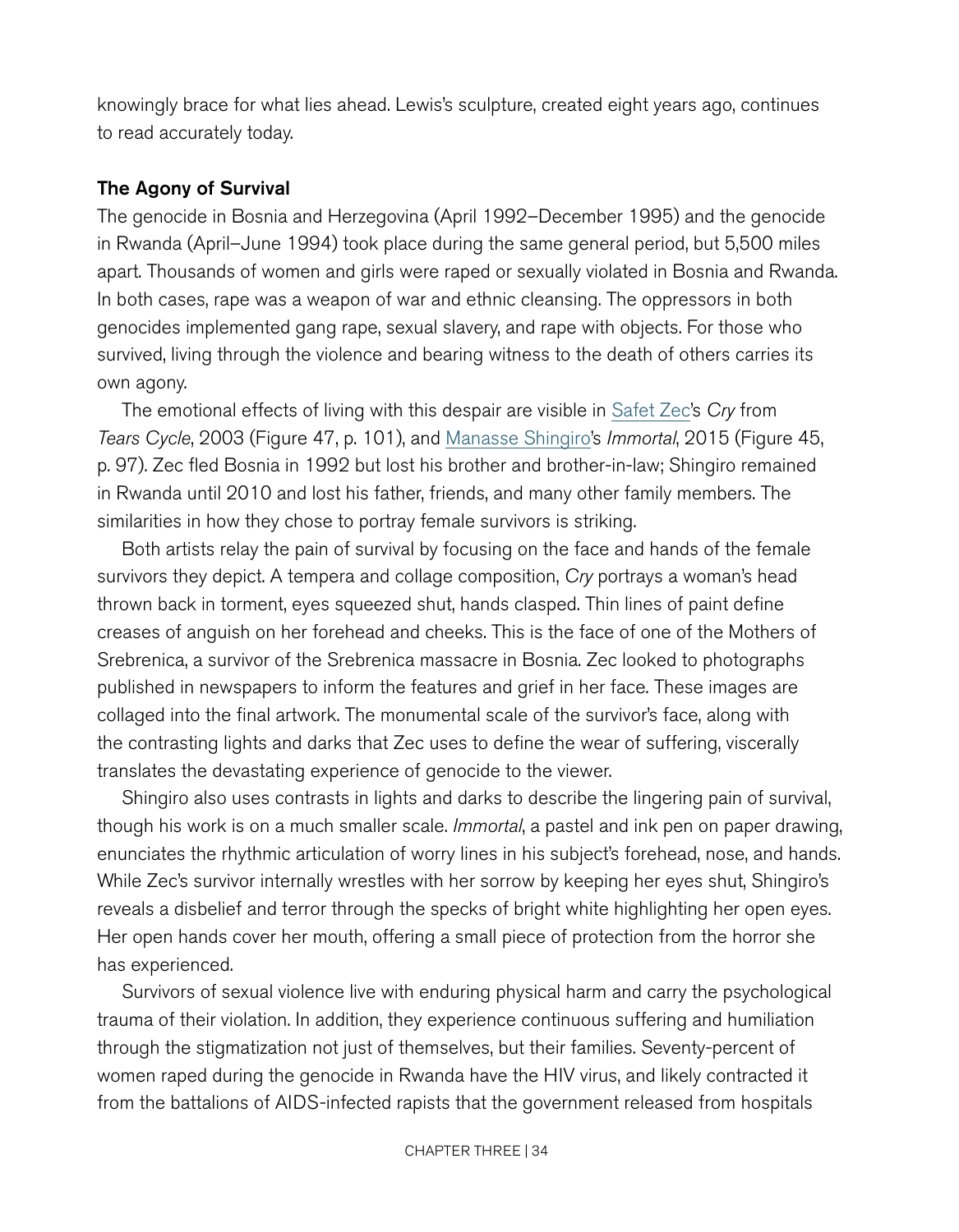knowingly brace for what lies ahead. Lewis's sculpture, created eight years ago, continues to read accurately today.

### The Agony of Survival

The genocide in Bosnia and Herzegovina (April 1992–December 1995) and the genocide in Rwanda (April–June 1994) took place during the same general period, but 5,500 miles apart. Thousands of women and girls were raped or sexually violated in Bosnia and Rwanda. In both cases, rape was a weapon of war and ethnic cleansing. The oppressors in both genocides implemented gang rape, sexual slavery, and rape with objects. For those who survived, living through the violence and bearing witness to the death of others carries its own agony.

The emotional effects of living with this despair are visible in Safet Zec's *Cry* from *Tears Cycle*, 2003 (Figure 47, p. 101), and Manasse Shingiro's *Immortal*, 2015 (Figure 45, p. 97). Zec fled Bosnia in 1992 but lost his brother and brother-in-law; Shingiro remained in Rwanda until 2010 and lost his father, friends, and many other family members. The similarities in how they chose to portray female survivors is striking.

Both artists relay the pain of survival by focusing on the face and hands of the female survivors they depict. A tempera and collage composition, *Cry* portrays a woman's head thrown back in torment, eyes squeezed shut, hands clasped. Thin lines of paint define creases of anguish on her forehead and cheeks. This is the face of one of the Mothers of Srebrenica, a survivor of the Srebrenica massacre in Bosnia. Zec looked to photographs published in newspapers to inform the features and grief in her face. These images are collaged into the final artwork. The monumental scale of the survivor's face, along with the contrasting lights and darks that Zec uses to define the wear of suffering, viscerally translates the devastating experience of genocide to the viewer.

Shingiro also uses contrasts in lights and darks to describe the lingering pain of survival, though his work is on a much smaller scale. *Immortal*, a pastel and ink pen on paper drawing, enunciates the rhythmic articulation of worry lines in his subject's forehead, nose, and hands. While Zec's survivor internally wrestles with her sorrow by keeping her eyes shut, Shingiro's reveals a disbelief and terror through the specks of bright white highlighting her open eyes. Her open hands cover her mouth, offering a small piece of protection from the horror she has experienced.

Survivors of sexual violence live with enduring physical harm and carry the psychological trauma of their violation. In addition, they experience continuous suffering and humiliation through the stigmatization not just of themselves, but their families. Seventy-percent of women raped during the genocide in Rwanda have the HIV virus, and likely contracted it from the battalions of AIDS-infected rapists that the government released from hospitals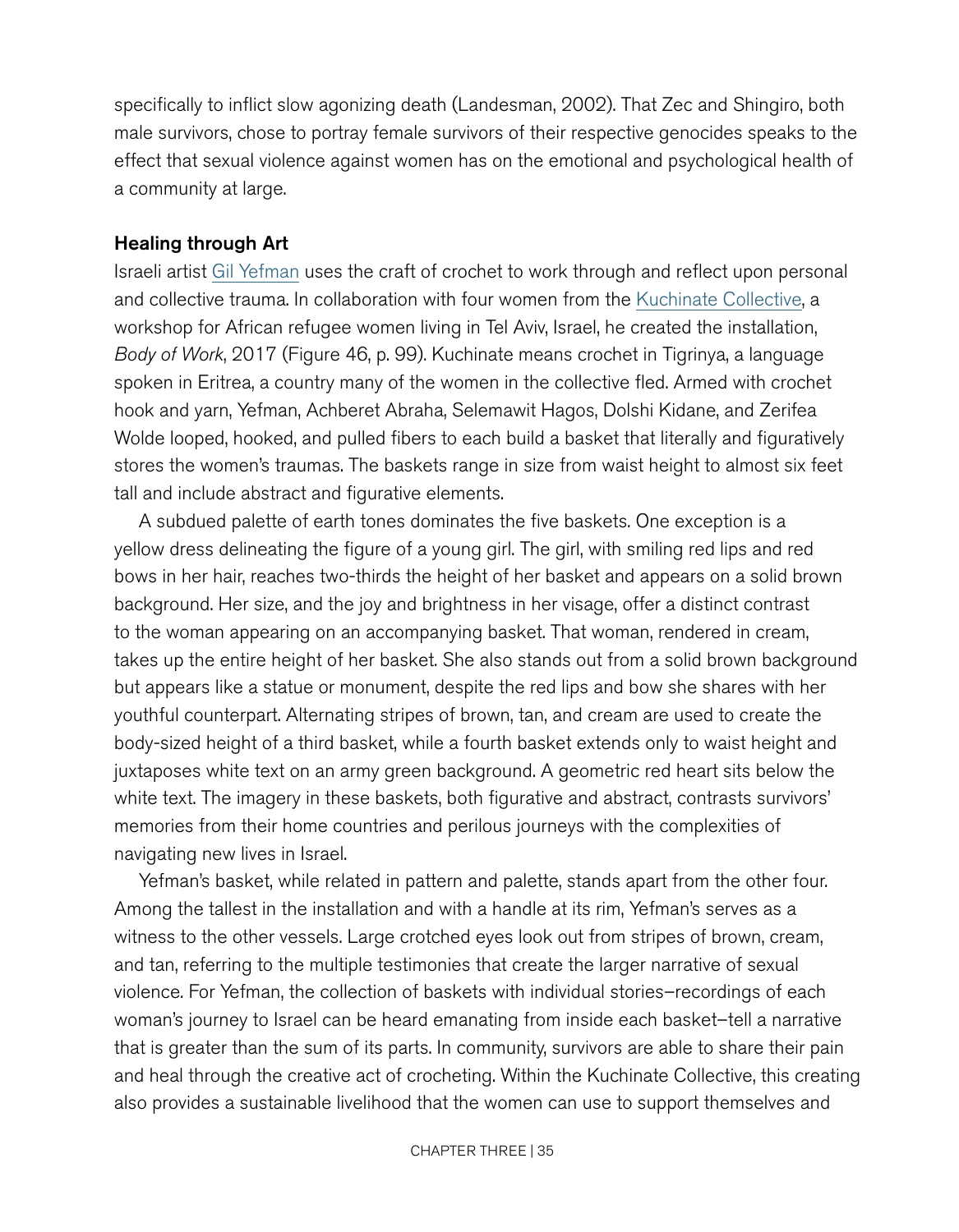specifically to inflict slow agonizing death (Landesman, 2002). That Zec and Shingiro, both male survivors, chose to portray female survivors of their respective genocides speaks to the effect that sexual violence against women has on the emotional and psychological health of a community at large.

### Healing through Art

Israeli artist Gil Yefman uses the craft of crochet to work through and reflect upon personal and collective trauma. In collaboration with four women from the Kuchinate Collective, a workshop for African refugee women living in Tel Aviv, Israel, he created the installation, *Body of Work*, 2017 (Figure 46, p. 99). Kuchinate means crochet in Tigrinya, a language spoken in Eritrea, a country many of the women in the collective fled. Armed with crochet hook and yarn, Yefman, Achberet Abraha, Selemawit Hagos, Dolshi Kidane, and Zerifea Wolde looped, hooked, and pulled fibers to each build a basket that literally and figuratively stores the women's traumas. The baskets range in size from waist height to almost six feet tall and include abstract and figurative elements.

A subdued palette of earth tones dominates the five baskets. One exception is a yellow dress delineating the figure of a young girl. The girl, with smiling red lips and red bows in her hair, reaches two-thirds the height of her basket and appears on a solid brown background. Her size, and the joy and brightness in her visage, offer a distinct contrast to the woman appearing on an accompanying basket. That woman, rendered in cream, takes up the entire height of her basket. She also stands out from a solid brown background but appears like a statue or monument, despite the red lips and bow she shares with her youthful counterpart. Alternating stripes of brown, tan, and cream are used to create the body-sized height of a third basket, while a fourth basket extends only to waist height and juxtaposes white text on an army green background. A geometric red heart sits below the white text. The imagery in these baskets, both figurative and abstract, contrasts survivors' memories from their home countries and perilous journeys with the complexities of navigating new lives in Israel.

Yefman's basket, while related in pattern and palette, stands apart from the other four. Among the tallest in the installation and with a handle at its rim, Yefman's serves as a witness to the other vessels. Large crotched eyes look out from stripes of brown, cream, and tan, referring to the multiple testimonies that create the larger narrative of sexual violence. For Yefman, the collection of baskets with individual stories–recordings of each woman's journey to Israel can be heard emanating from inside each basket–tell a narrative that is greater than the sum of its parts. In community, survivors are able to share their pain and heal through the creative act of crocheting. Within the Kuchinate Collective, this creating also provides a sustainable livelihood that the women can use to support themselves and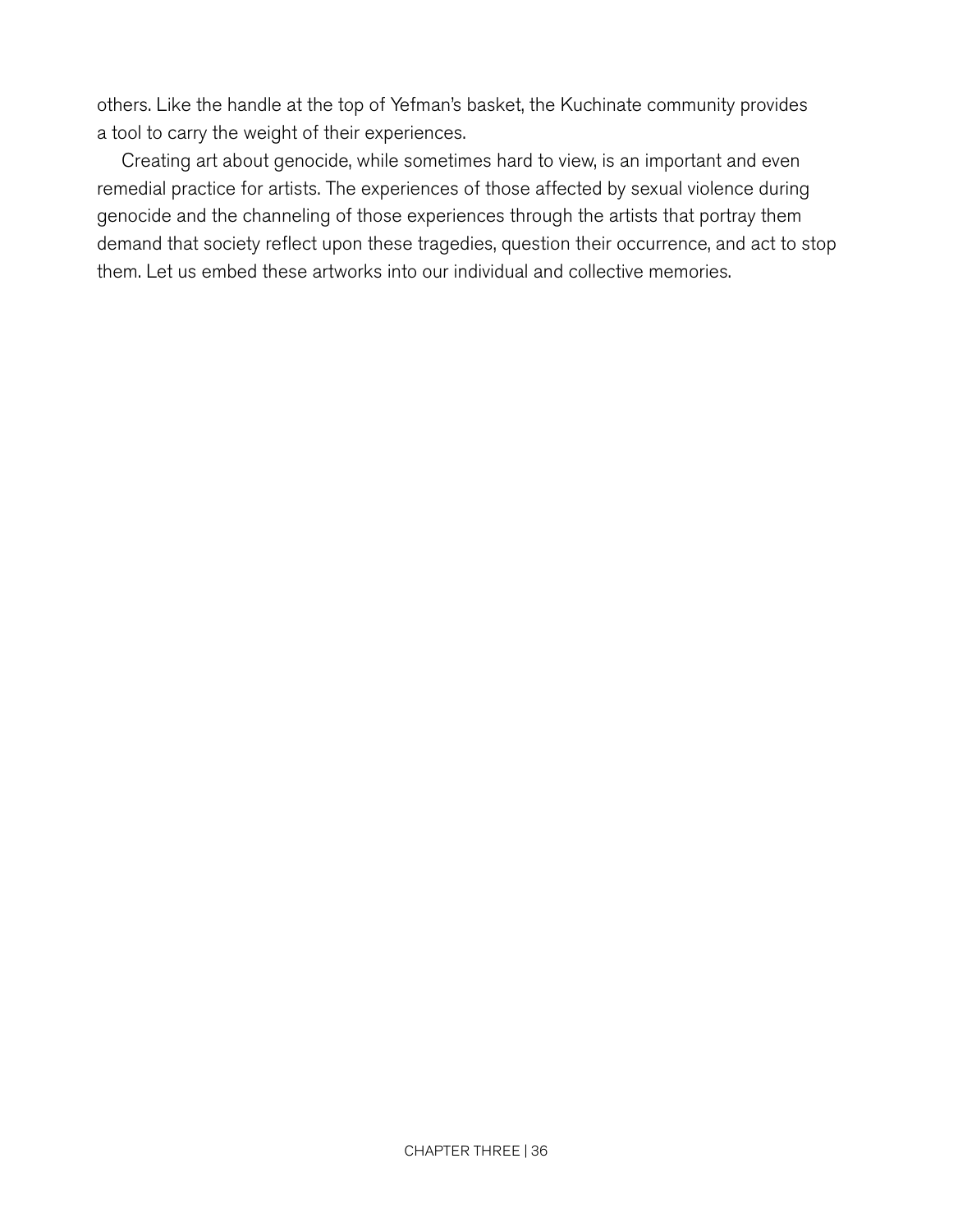others. Like the handle at the top of Yefman's basket, the Kuchinate community provides a tool to carry the weight of their experiences.

Creating art about genocide, while sometimes hard to view, is an important and even remedial practice for artists. The experiences of those affected by sexual violence during genocide and the channeling of those experiences through the artists that portray them demand that society reflect upon these tragedies, question their occurrence, and act to stop them. Let us embed these artworks into our individual and collective memories.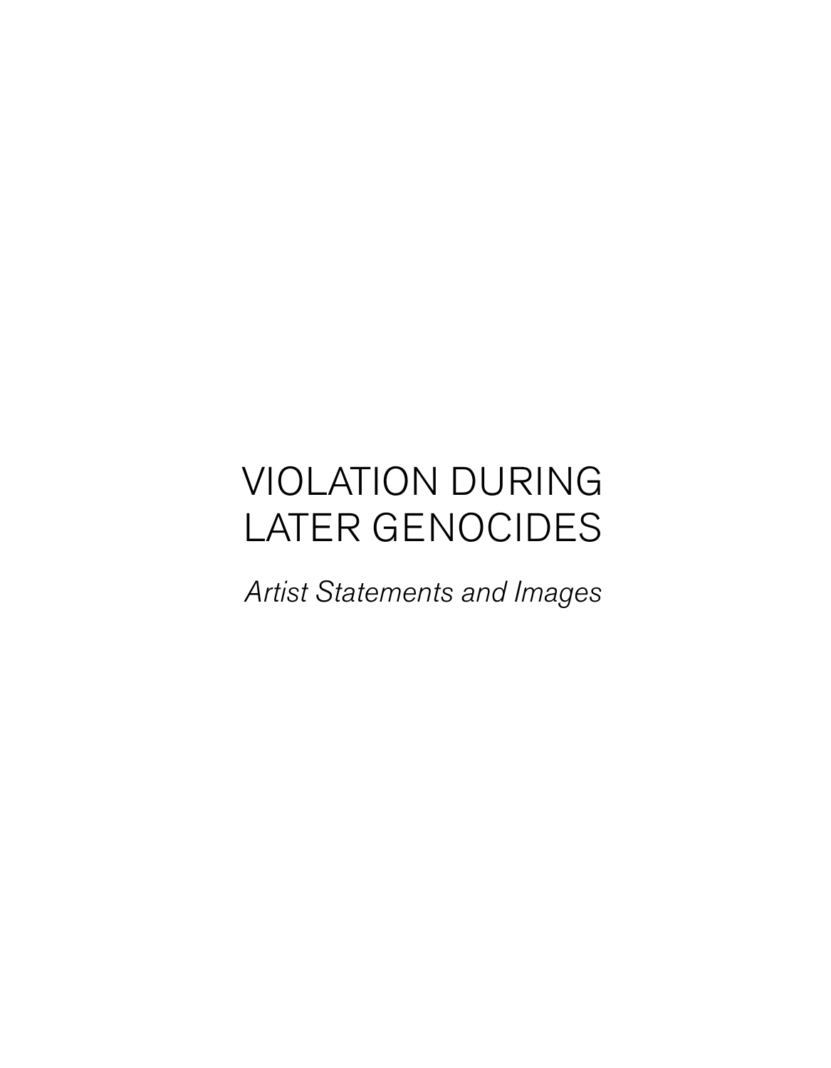# VIOLATION DURING LATER GENOCIDES

*Artist Statements and Images*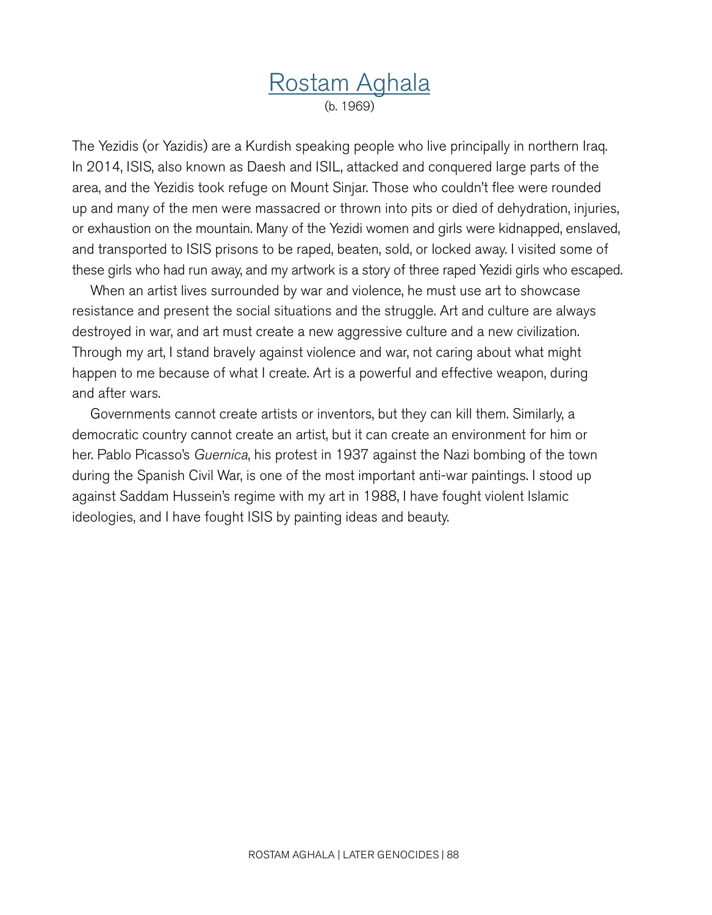# Rostam Aghala

(b. 1969)

The Yezidis (or Yazidis) are a Kurdish speaking people who live principally in northern Iraq. In 2014, ISIS, also known as Daesh and ISIL, attacked and conquered large parts of the area, and the Yezidis took refuge on Mount Sinjar. Those who couldn't flee were rounded up and many of the men were massacred or thrown into pits or died of dehydration, injuries, or exhaustion on the mountain. Many of the Yezidi women and girls were kidnapped, enslaved, and transported to ISIS prisons to be raped, beaten, sold, or locked away. I visited some of these girls who had run away, and my artwork is a story of three raped Yezidi girls who escaped.

When an artist lives surrounded by war and violence, he must use art to showcase resistance and present the social situations and the struggle. Art and culture are always destroyed in war, and art must create a new aggressive culture and a new civilization. Through my art, I stand bravely against violence and war, not caring about what might happen to me because of what I create. Art is a powerful and effective weapon, during and after wars.

Governments cannot create artists or inventors, but they can kill them. Similarly, a democratic country cannot create an artist, but it can create an environment for him or her. Pablo Picasso's *Guernica*, his protest in 1937 against the Nazi bombing of the town during the Spanish Civil War, is one of the most important anti-war paintings. I stood up against Saddam Hussein's regime with my art in 1988, I have fought violent Islamic ideologies, and I have fought ISIS by painting ideas and beauty.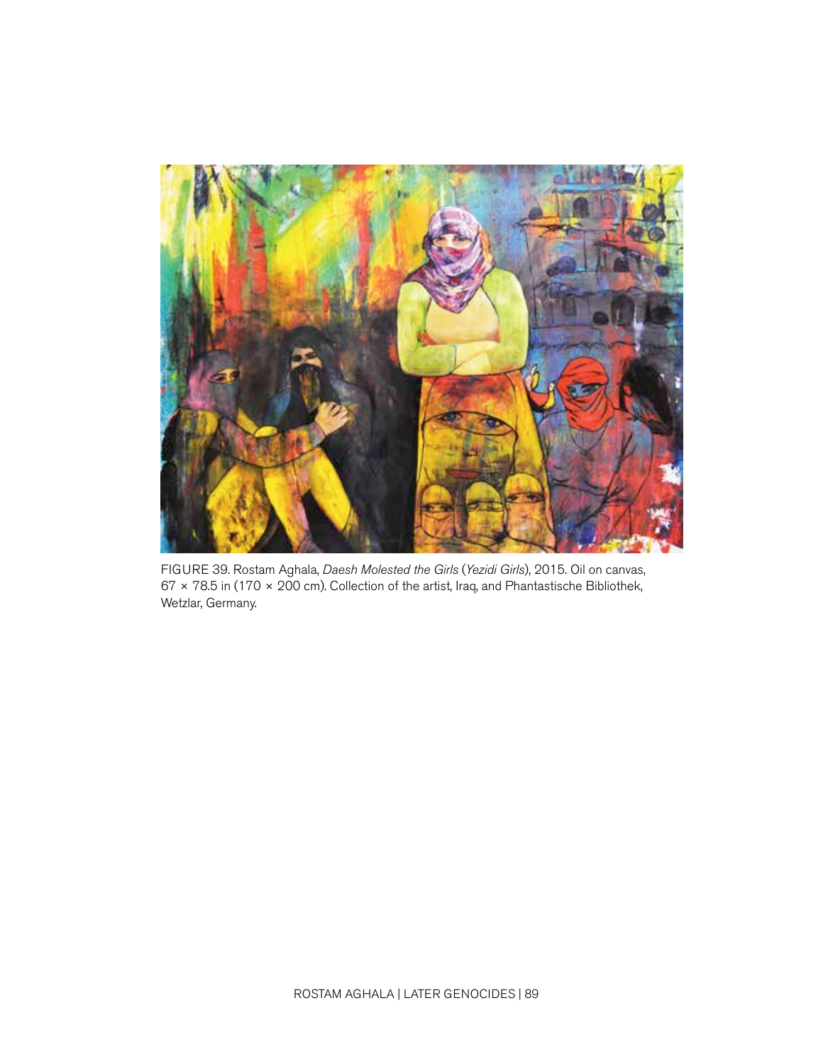FIGURE 39. Rostam Aghala, *Daesh Molested the Girls* (*Yezidi Girls*), 2015. Oil on canvas, 67 × 78.5 in (170 × 200 cm). Collection of the artist, Iraq, and Phantastische Bibliothek, Wetzlar, Germany.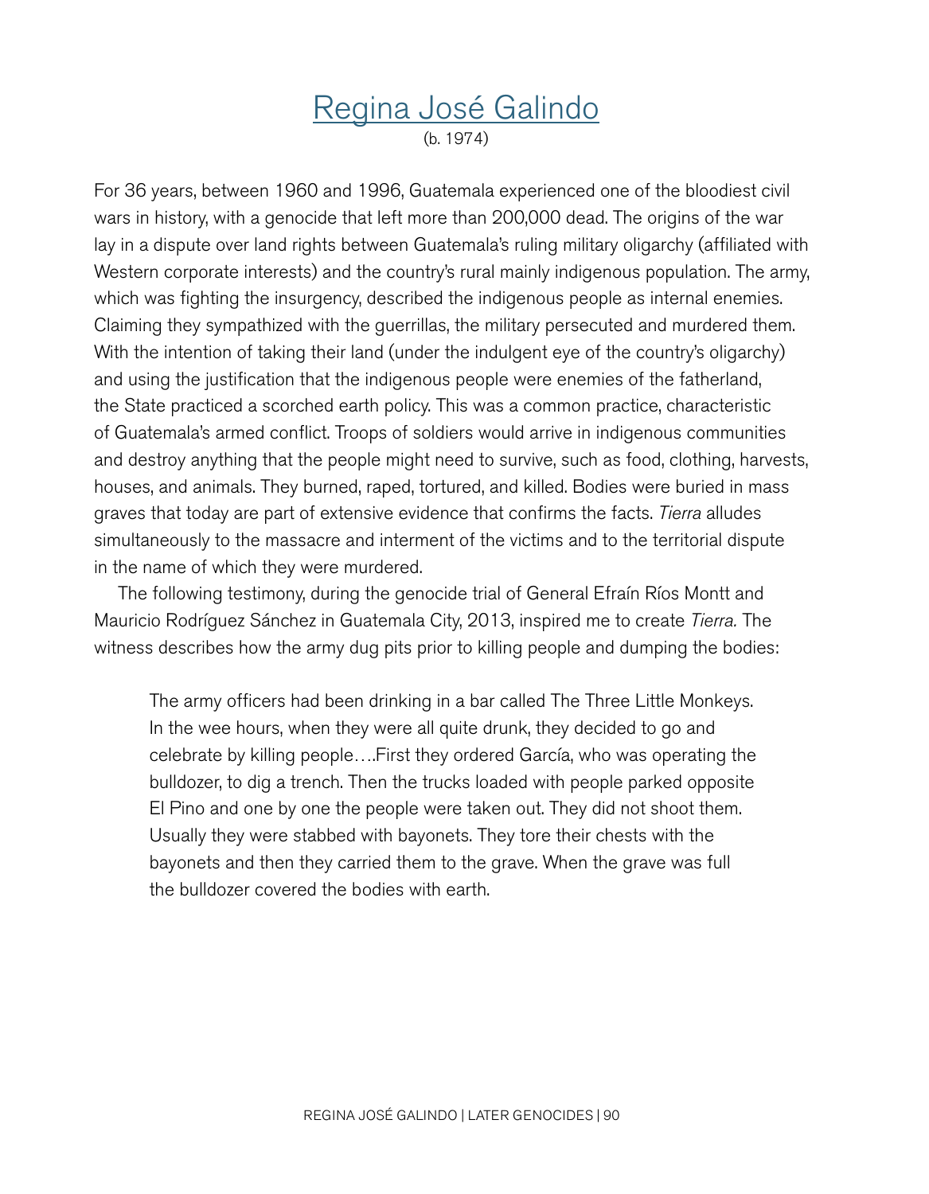# Regina José Galindo

(b. 1974)

For 36 years, between 1960 and 1996, Guatemala experienced one of the bloodiest civil wars in history, with a genocide that left more than 200,000 dead. The origins of the war lay in a dispute over land rights between Guatemala's ruling military oligarchy (affiliated with Western corporate interests) and the country's rural mainly indigenous population. The army, which was fighting the insurgency, described the indigenous people as internal enemies. Claiming they sympathized with the guerrillas, the military persecuted and murdered them. With the intention of taking their land (under the indulgent eye of the country's oligarchy) and using the justification that the indigenous people were enemies of the fatherland, the State practiced a scorched earth policy. This was a common practice, characteristic of Guatemala's armed conflict. Troops of soldiers would arrive in indigenous communities and destroy anything that the people might need to survive, such as food, clothing, harvests, houses, and animals. They burned, raped, tortured, and killed. Bodies were buried in mass graves that today are part of extensive evidence that confirms the facts. *Tierra* alludes simultaneously to the massacre and interment of the victims and to the territorial dispute in the name of which they were murdered.

The following testimony, during the genocide trial of General Efraín Ríos Montt and Mauricio Rodríguez Sánchez in Guatemala City, 2013, inspired me to create *Tierra.* The witness describes how the army dug pits prior to killing people and dumping the bodies:

> The army officers had been drinking in a bar called The Three Little Monkeys. In the wee hours, when they were all quite drunk, they decided to go and celebrate by killing people….First they ordered García, who was operating the bulldozer, to dig a trench. Then the trucks loaded with people parked opposite El Pino and one by one the people were taken out. They did not shoot them. Usually they were stabbed with bayonets. They tore their chests with the bayonets and then they carried them to the grave. When the grave was full the bulldozer covered the bodies with earth.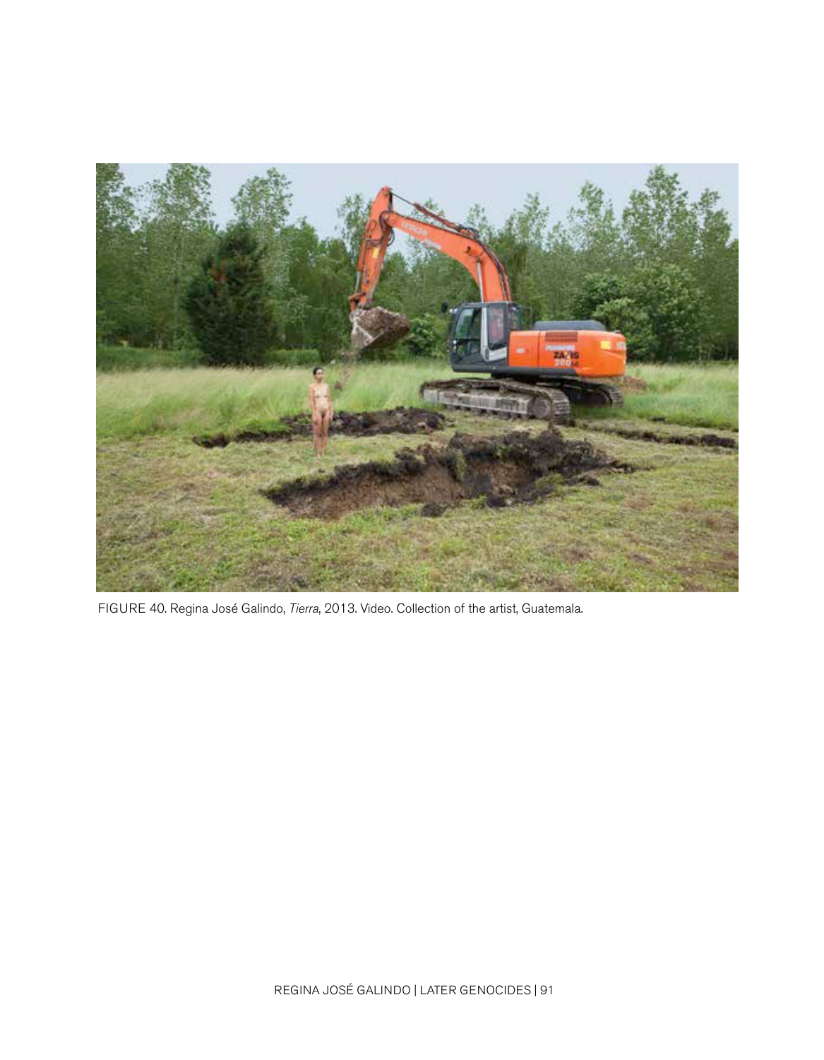FIGURE 40. Regina José Galindo, *Tierra*, 2013. Video. Collection of the artist, Guatemala.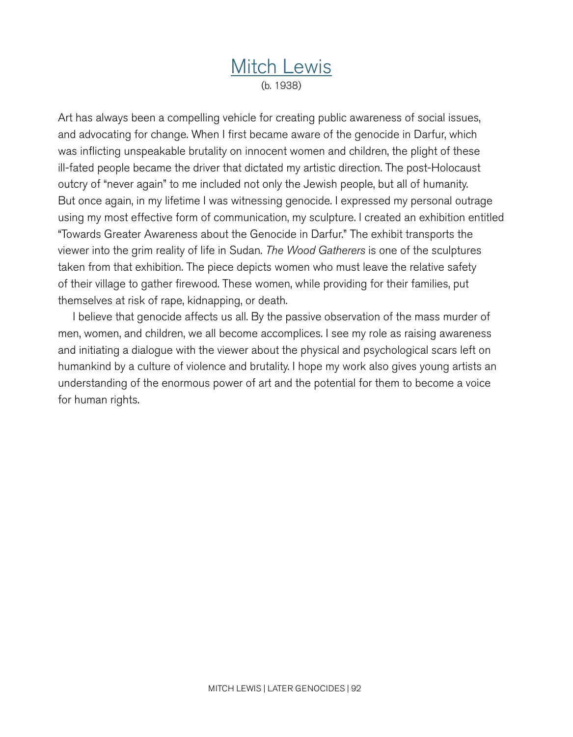# Mitch Lewis

(b. 1938)

Art has always been a compelling vehicle for creating public awareness of social issues, and advocating for change. When I first became aware of the genocide in Darfur, which was inflicting unspeakable brutality on innocent women and children, the plight of these ill-fated people became the driver that dictated my artistic direction. The post-Holocaust outcry of "never again" to me included not only the Jewish people, but all of humanity. But once again, in my lifetime I was witnessing genocide. I expressed my personal outrage using my most effective form of communication, my sculpture. I created an exhibition entitled "Towards Greater Awareness about the Genocide in Darfur." The exhibit transports the viewer into the grim reality of life in Sudan. *The Wood Gatherers* is one of the sculptures taken from that exhibition. The piece depicts women who must leave the relative safety of their village to gather firewood. These women, while providing for their families, put themselves at risk of rape, kidnapping, or death.

I believe that genocide affects us all. By the passive observation of the mass murder of men, women, and children, we all become accomplices. I see my role as raising awareness and initiating a dialogue with the viewer about the physical and psychological scars left on humankind by a culture of violence and brutality. I hope my work also gives young artists an understanding of the enormous power of art and the potential for them to become a voice for human rights.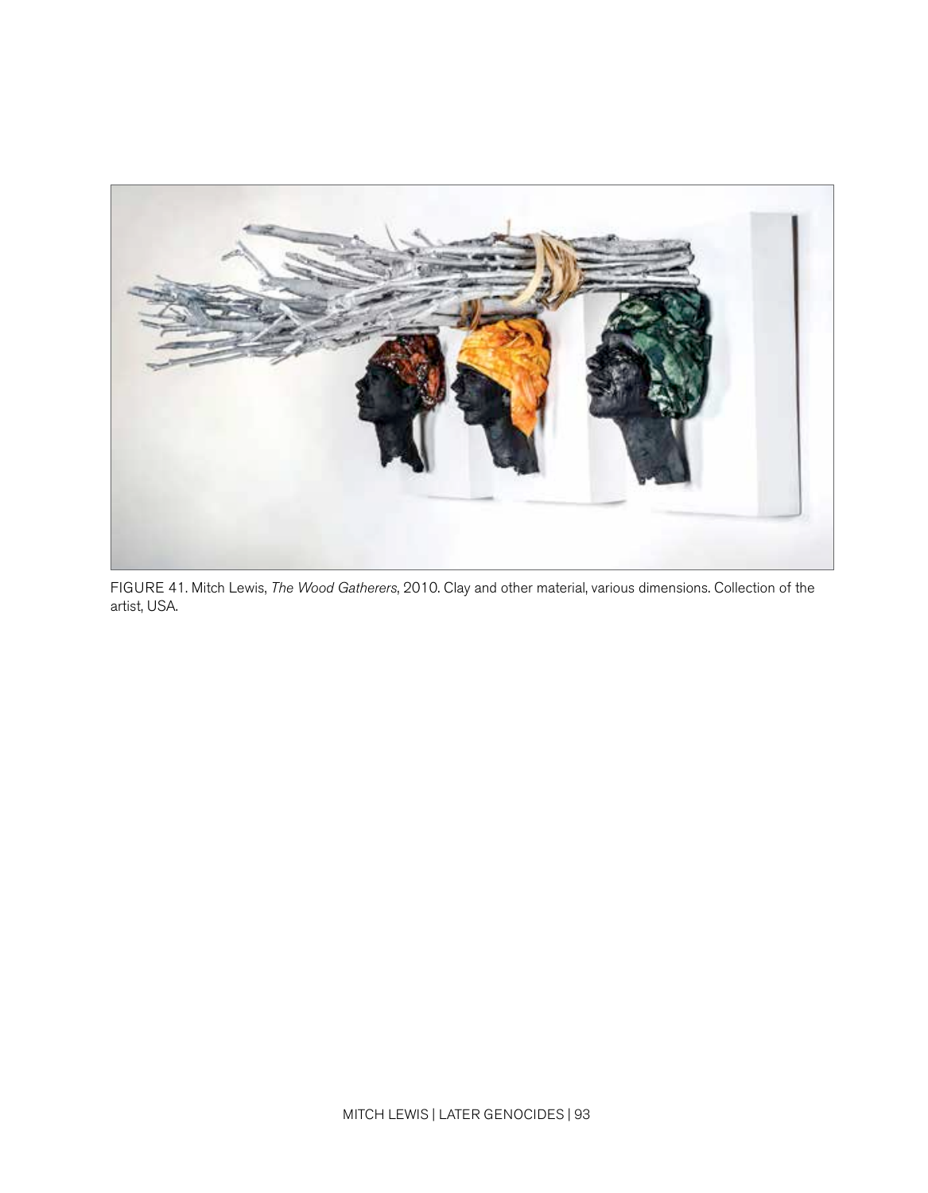FIGURE 41. Mitch Lewis, *The Wood Gatherers*, 2010. Clay and other material, various dimensions. Collection of the artist, USA.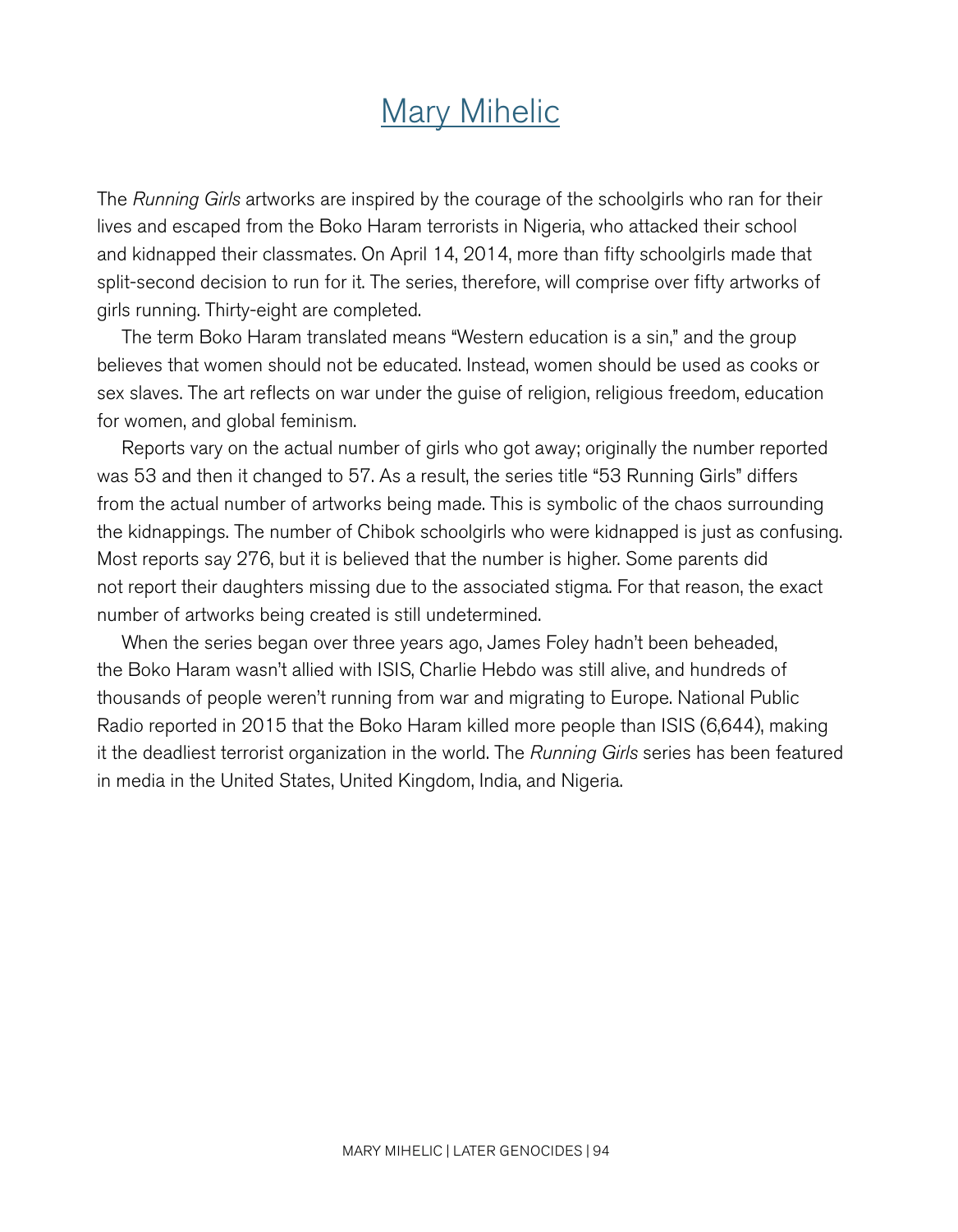# Mary Mihelic

The *Running Girls* artworks are inspired by the courage of the schoolgirls who ran for their lives and escaped from the Boko Haram terrorists in Nigeria, who attacked their school and kidnapped their classmates. On April 14, 2014, more than fifty schoolgirls made that split-second decision to run for it. The series, therefore, will comprise over fifty artworks of girls running. Thirty-eight are completed.

The term Boko Haram translated means "Western education is a sin," and the group believes that women should not be educated. Instead, women should be used as cooks or sex slaves. The art reflects on war under the guise of religion, religious freedom, education for women, and global feminism.

Reports vary on the actual number of girls who got away; originally the number reported was 53 and then it changed to 57. As a result, the series title "53 Running Girls" differs from the actual number of artworks being made. This is symbolic of the chaos surrounding the kidnappings. The number of Chibok schoolgirls who were kidnapped is just as confusing. Most reports say 276, but it is believed that the number is higher. Some parents did not report their daughters missing due to the associated stigma. For that reason, the exact number of artworks being created is still undetermined.

When the series began over three years ago, James Foley hadn't been beheaded, the Boko Haram wasn't allied with ISIS, Charlie Hebdo was still alive, and hundreds of thousands of people weren't running from war and migrating to Europe. National Public Radio reported in 2015 that the Boko Haram killed more people than ISIS (6,644), making it the deadliest terrorist organization in the world. The *Running Girls* series has been featured in media in the United States, United Kingdom, India, and Nigeria.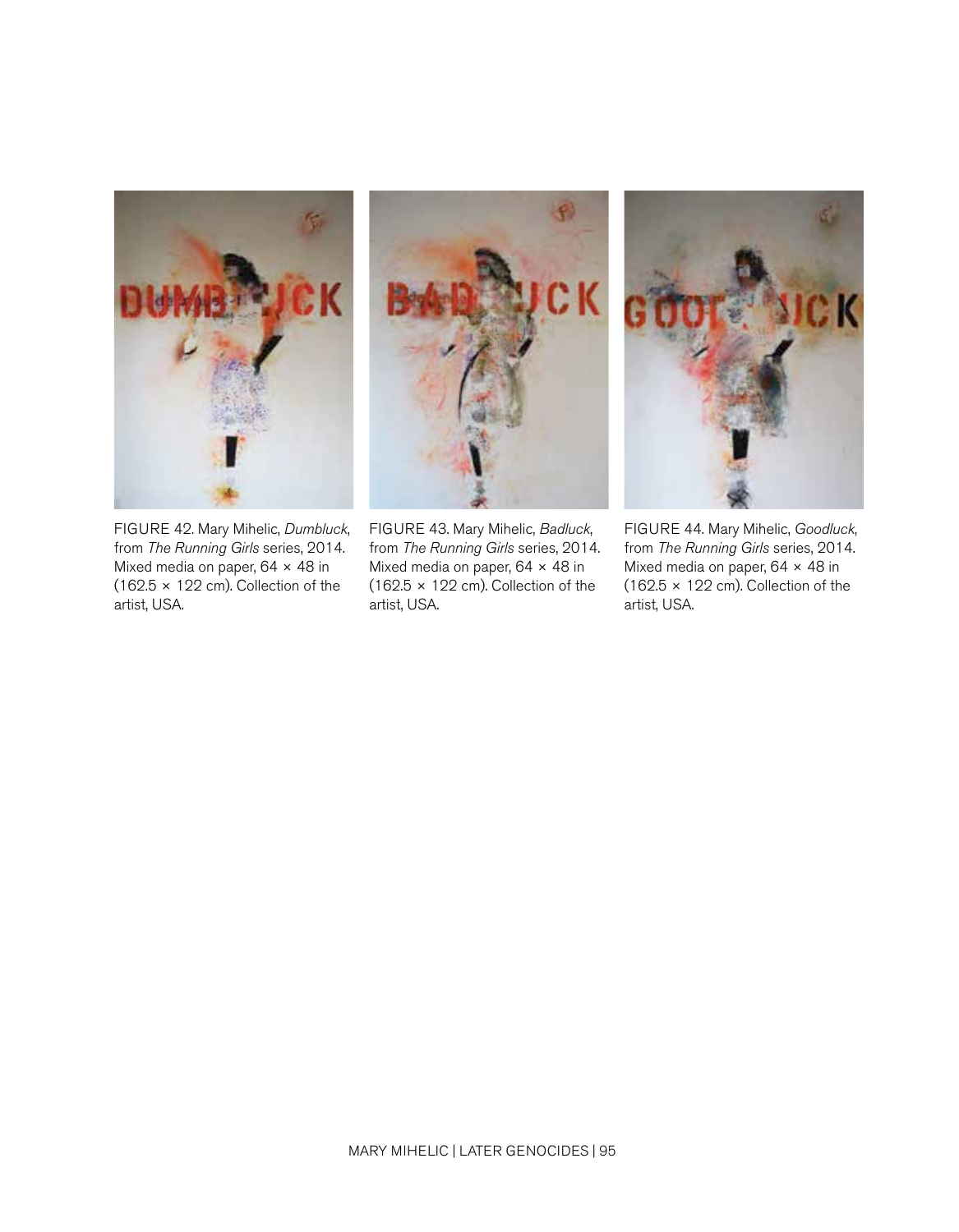FIGURE 42. Mary Mihelic, *Dumbluck*, from *The Running Girls* series, 2014. Mixed media on paper, 64 × 48 in (162.5 × 122 cm). Collection of the artist, USA.

FIGURE 43. Mary Mihelic, *Badluck*, from *The Running Girls* series, 2014. Mixed media on paper, 64 × 48 in (162.5 × 122 cm). Collection of the artist, USA.

FIGURE 44. Mary Mihelic, *Goodluck*, from *The Running Girls* series, 2014. Mixed media on paper, 64 × 48 in (162.5 × 122 cm). Collection of the artist, USA.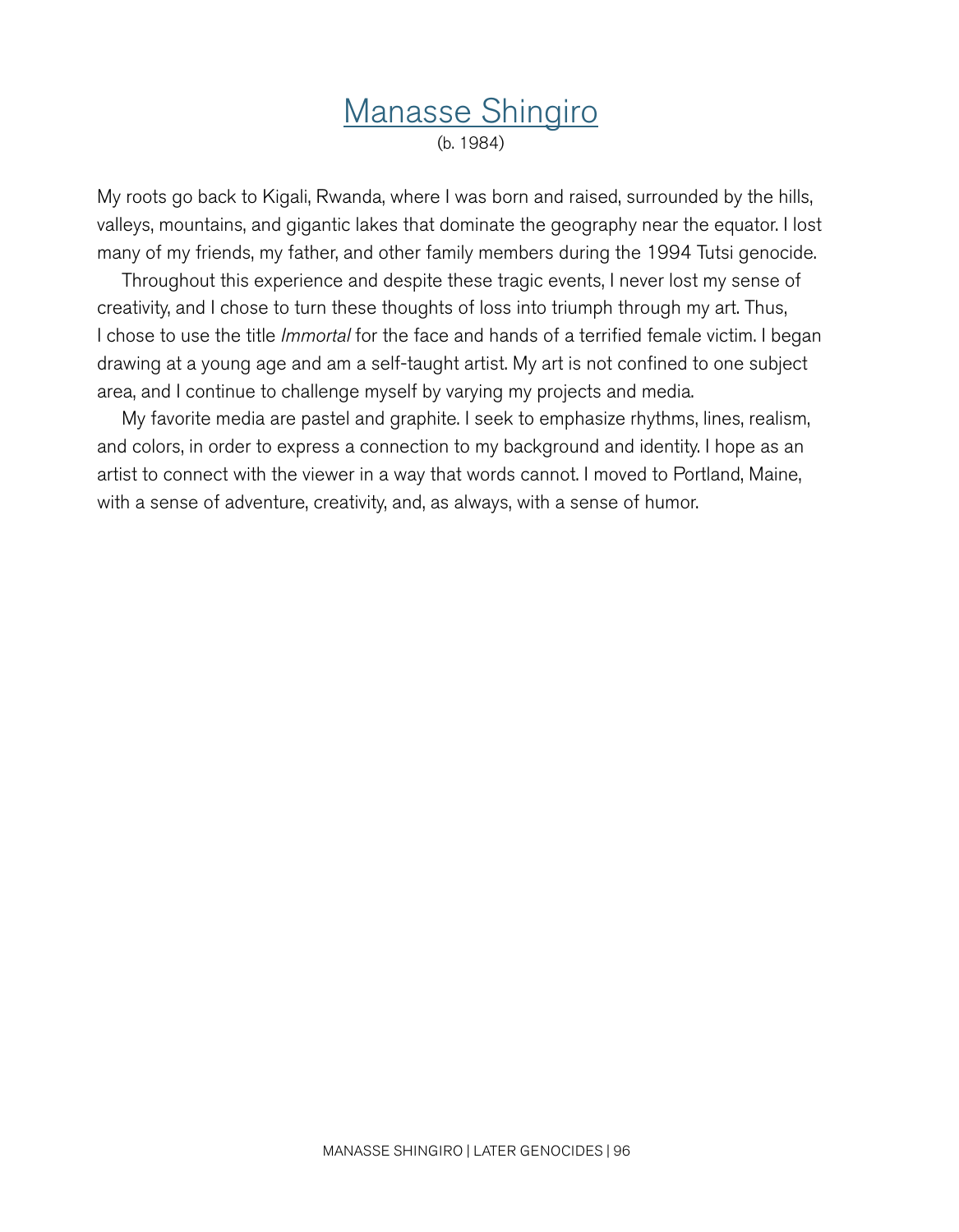# Manasse Shingiro

(b. 1984)

My roots go back to Kigali, Rwanda, where I was born and raised, surrounded by the hills, valleys, mountains, and gigantic lakes that dominate the geography near the equator. I lost many of my friends, my father, and other family members during the 1994 Tutsi genocide.

Throughout this experience and despite these tragic events, I never lost my sense of creativity, and I chose to turn these thoughts of loss into triumph through my art. Thus, I chose to use the title *Immortal* for the face and hands of a terrified female victim. I began drawing at a young age and am a self-taught artist. My art is not confined to one subject area, and I continue to challenge myself by varying my projects and media.

My favorite media are pastel and graphite. I seek to emphasize rhythms, lines, realism, and colors, in order to express a connection to my background and identity. I hope as an artist to connect with the viewer in a way that words cannot. I moved to Portland, Maine, with a sense of adventure, creativity, and, as always, with a sense of humor.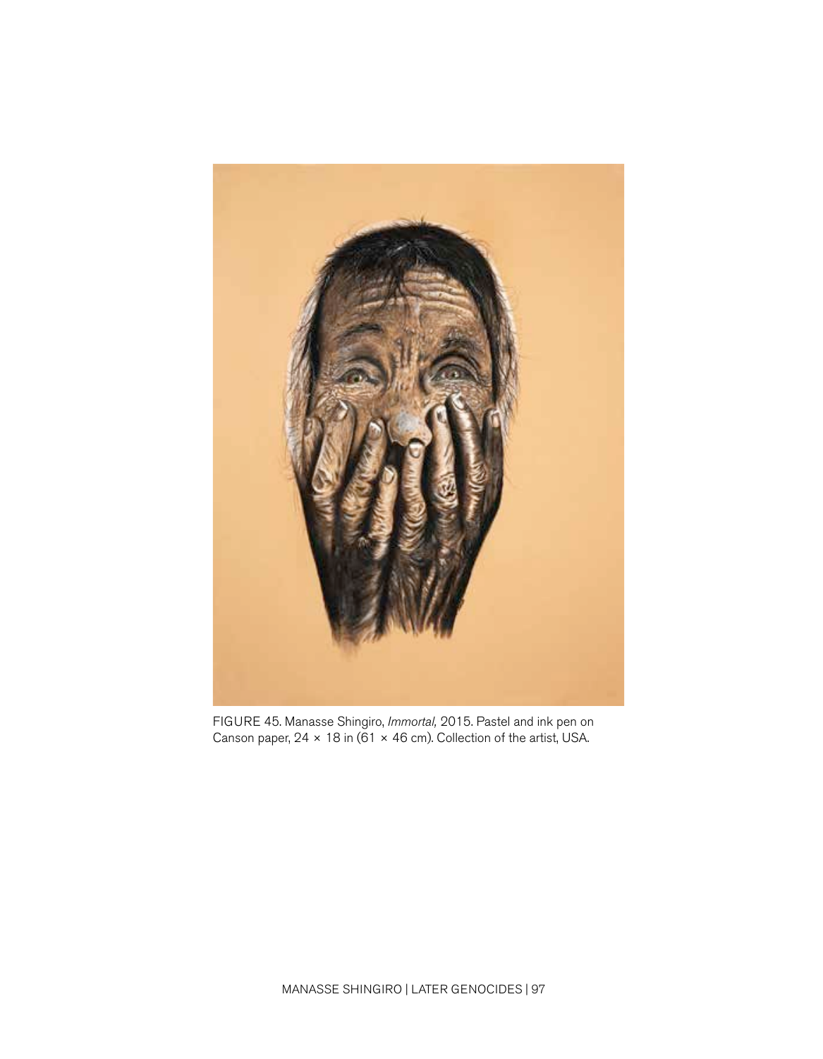FIGURE 45. Manasse Shingiro, *Immortal,* 2015. Pastel and ink pen on Canson paper, 24 × 18 in (61 × 46 cm). Collection of the artist, USA.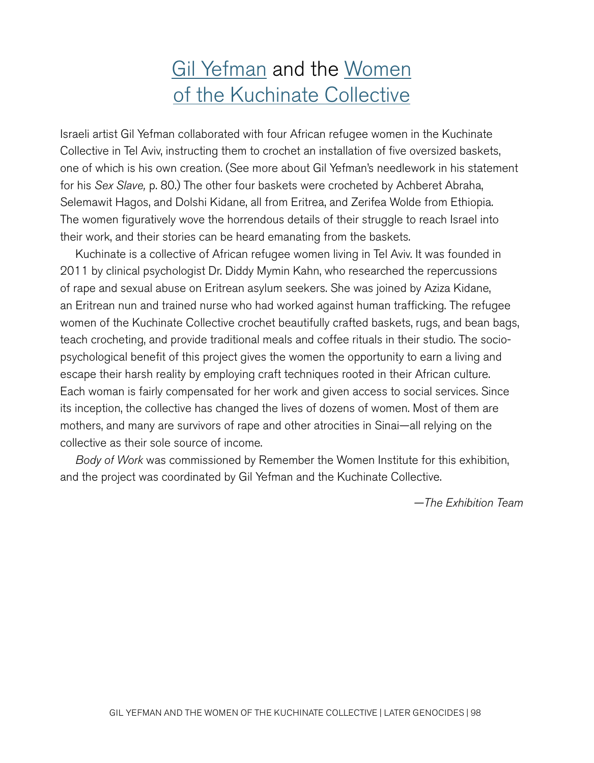# Gil Yefman and the Women of the Kuchinate Collective

Israeli artist Gil Yefman collaborated with four African refugee women in the Kuchinate Collective in Tel Aviv, instructing them to crochet an installation of five oversized baskets, one of which is his own creation. (See more about Gil Yefman's needlework in his statement for his *Sex Slave,* p. 80.) The other four baskets were crocheted by Achberet Abraha, Selemawit Hagos, and Dolshi Kidane, all from Eritrea, and Zerifea Wolde from Ethiopia. The women figuratively wove the horrendous details of their struggle to reach Israel into their work, and their stories can be heard emanating from the baskets.

Kuchinate is a collective of African refugee women living in Tel Aviv. It was founded in 2011 by clinical psychologist Dr. Diddy Mymin Kahn, who researched the repercussions of rape and sexual abuse on Eritrean asylum seekers. She was joined by Aziza Kidane, an Eritrean nun and trained nurse who had worked against human trafficking. The refugee women of the Kuchinate Collective crochet beautifully crafted baskets, rugs, and bean bags, teach crocheting, and provide traditional meals and coffee rituals in their studio. The socio-psychological benefit of this project gives the women the opportunity to earn a living and escape their harsh reality by employing craft techniques rooted in their African culture. Each woman is fairly compensated for her work and given access to social services. Since its inception, the collective has changed the lives of dozens of women. Most of them are mothers, and many are survivors of rape and other atrocities in Sinai—all relying on the collective as their sole source of income.

*Body of Work* was commissioned by Remember the Women Institute for this exhibition, and the project was coordinated by Gil Yefman and the Kuchinate Collective.

—*The Exhibition Team*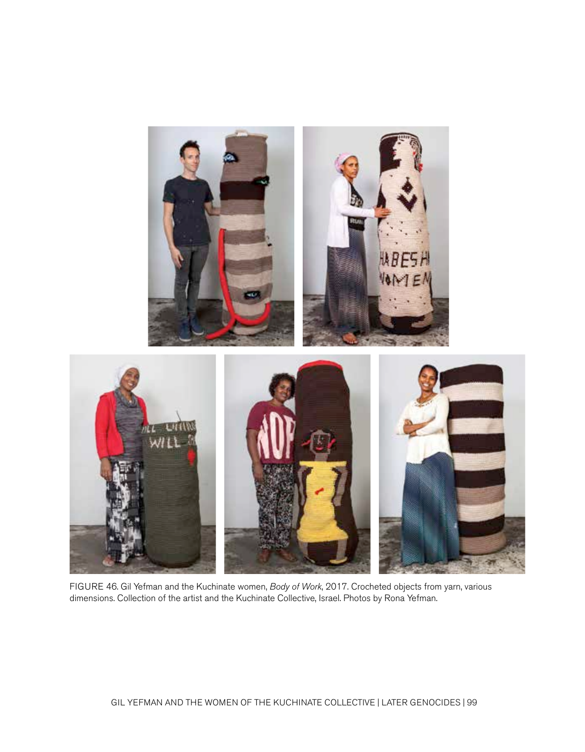FIGURE 46. Gil Yefman and the Kuchinate women, *Body of Work*, 2017. Crocheted objects from yarn, various dimensions. Collection of the artist and the Kuchinate Collective, Israel. Photos by Rona Yefman.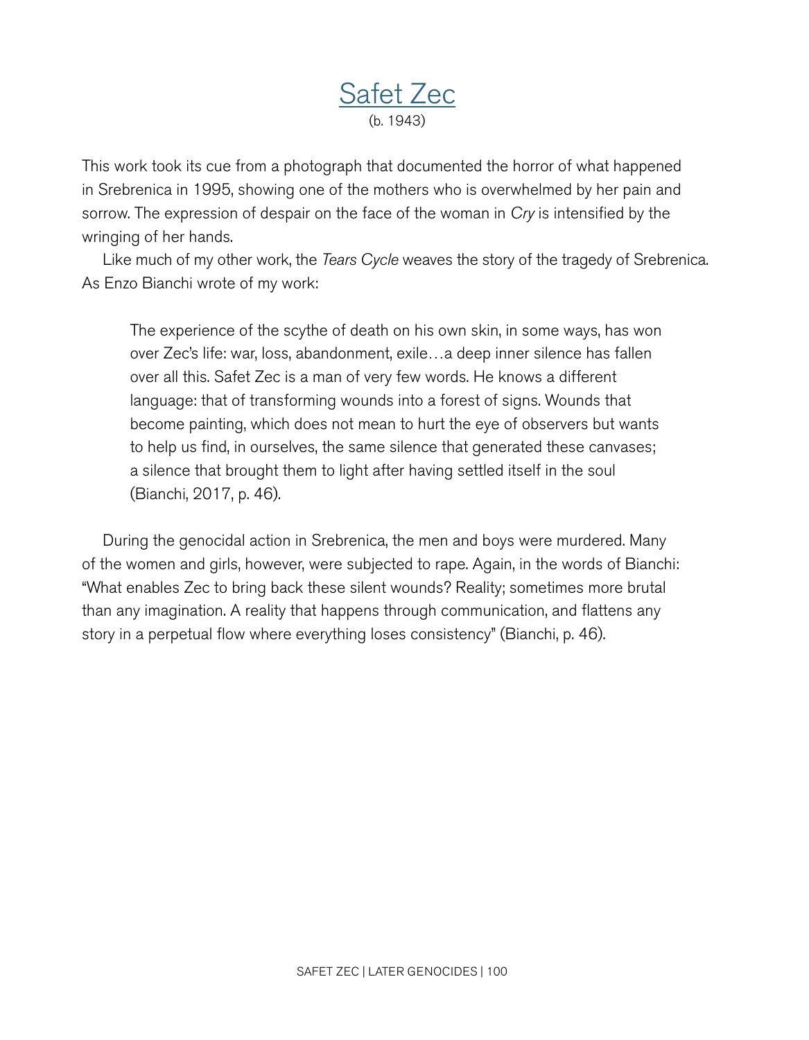# Safet Zec

(b. 1943)

This work took its cue from a photograph that documented the horror of what happened in Srebrenica in 1995, showing one of the mothers who is overwhelmed by her pain and sorrow. The expression of despair on the face of the woman in *Cry* is intensified by the wringing of her hands.

Like much of my other work, the *Tears Cycle* weaves the story of the tragedy of Srebrenica. As Enzo Bianchi wrote of my work:

> The experience of the scythe of death on his own skin, in some ways, has won over Zec's life: war, loss, abandonment, exile…a deep inner silence has fallen over all this. Safet Zec is a man of very few words. He knows a different language: that of transforming wounds into a forest of signs. Wounds that become painting, which does not mean to hurt the eye of observers but wants to help us find, in ourselves, the same silence that generated these canvases; a silence that brought them to light after having settled itself in the soul (Bianchi, 2017, p. 46).

During the genocidal action in Srebrenica, the men and boys were murdered. Many of the women and girls, however, were subjected to rape. Again, in the words of Bianchi: "What enables Zec to bring back these silent wounds? Reality; sometimes more brutal than any imagination. A reality that happens through communication, and flattens any story in a perpetual flow where everything loses consistency" (Bianchi, p. 46).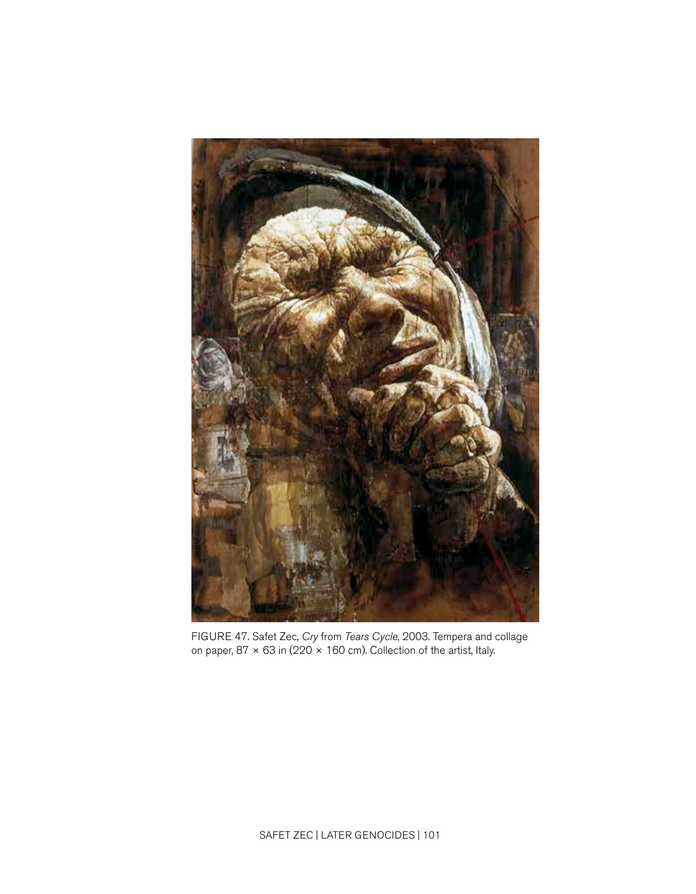FIGURE 47. Safet Zec, *Cry* from *Tears Cycle*, 2003. Tempera and collage on paper, 87 × 63 in (220 × 160 cm). Collection of the artist, Italy.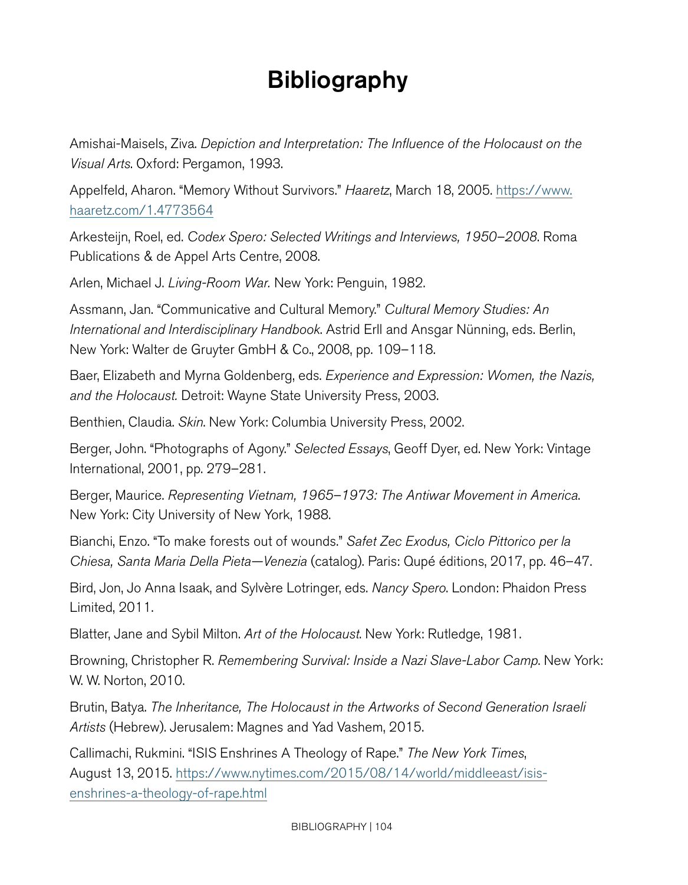# Bibliography

Amishai-Maisels, Ziva. *Depiction and Interpretation: The Influence of the Holocaust on the Visual Arts*. Oxford: Pergamon, 1993.

Appelfeld, Aharon. "Memory Without Survivors." *Haaretz*, March 18, 2005. https://www.haaretz.com/1.4773564

Arkesteijn, Roel, ed. *Codex Spero: Selected Writings and Interviews, 1950–2008*. Roma Publications & de Appel Arts Centre, 2008.

Arlen, Michael J. *Living-Room War.* New York: Penguin, 1982.

Assmann, Jan. "Communicative and Cultural Memory." *Cultural Memory Studies: An International and Interdisciplinary Handbook.* Astrid Erll and Ansgar Nünning, eds. Berlin, New York: Walter de Gruyter GmbH & Co., 2008, pp. 109–118.

Baer, Elizabeth and Myrna Goldenberg, eds. *Experience and Expression: Women, the Nazis, and the Holocaust.* Detroit: Wayne State University Press, 2003.

Benthien, Claudia. *Skin*. New York: Columbia University Press, 2002.

Berger, John. "Photographs of Agony." *Selected Essays*, Geoff Dyer, ed. New York: Vintage International, 2001, pp. 279–281.

Berger, Maurice. *Representing Vietnam, 1965–1973: The Antiwar Movement in America*. New York: City University of New York, 1988.

Bianchi, Enzo. "To make forests out of wounds." *Safet Zec Exodus, Ciclo Pittorico per la Chiesa, Santa Maria Della Pieta—Venezia* (catalog). Paris: Qupé éditions, 2017, pp. 46–47.

Bird, Jon, Jo Anna Isaak, and Sylvère Lotringer, eds. *Nancy Spero.* London: Phaidon Press Limited, 2011.

Blatter, Jane and Sybil Milton. *Art of the Holocaust*. New York: Rutledge, 1981.

Browning, Christopher R. *Remembering Survival: Inside a Nazi Slave-Labor Camp*. New York: W. W. Norton, 2010.

Brutin, Batya. *The Inheritance, The Holocaust in the Artworks of Second Generation Israeli Artists* (Hebrew). Jerusalem: Magnes and Yad Vashem, 2015.

Callimachi, Rukmini. "ISIS Enshrines A Theology of Rape." *The New York Times*, August 13, 2015. https://www.nytimes.com/2015/08/14/world/middleeast/isis-enshrines-a-theology-of-rape.html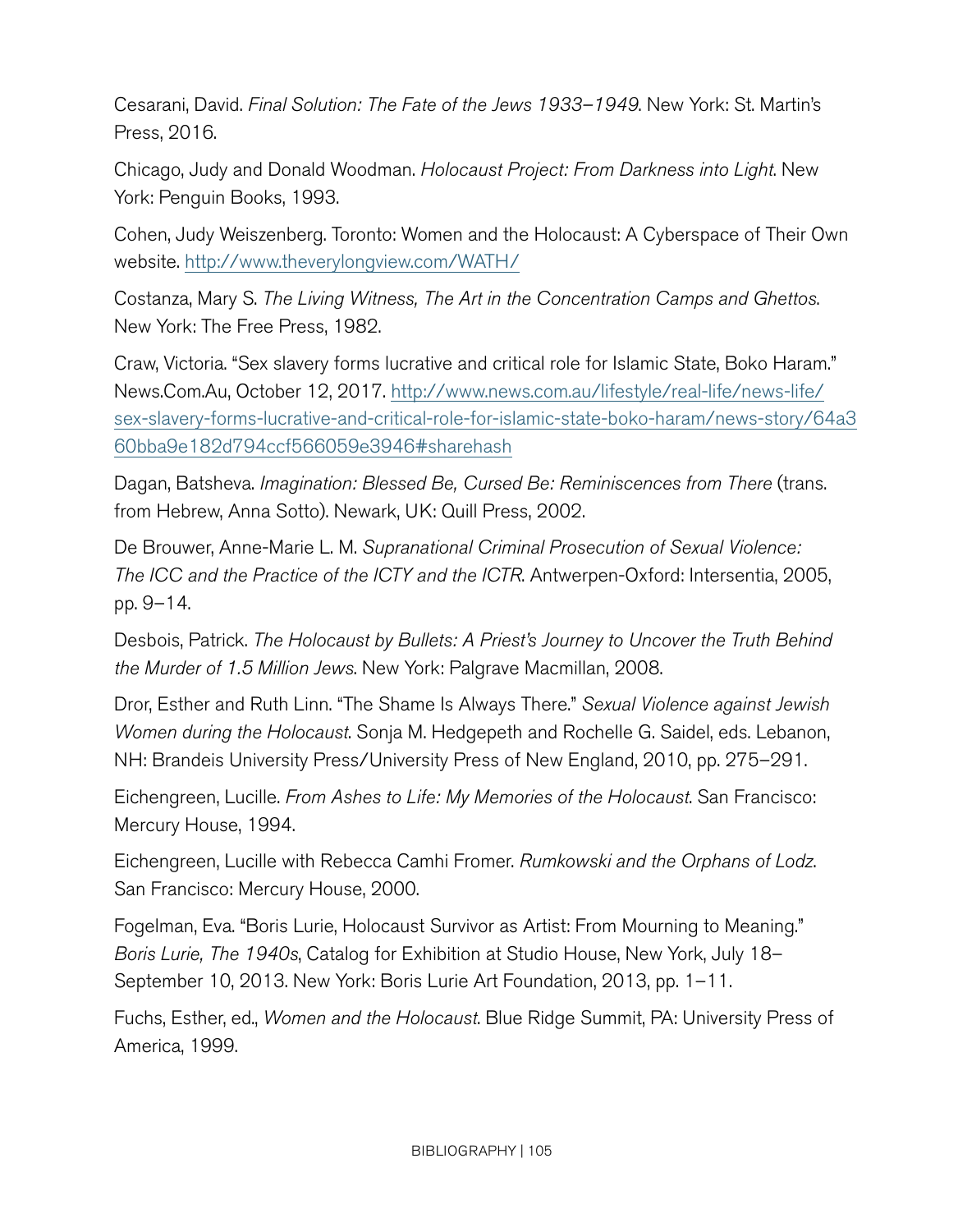Cesarani, David. *Final Solution: The Fate of the Jews 1933–1949*. New York: St. Martin's Press, 2016.

Chicago, Judy and Donald Woodman. *Holocaust Project: From Darkness into Light*. New York: Penguin Books, 1993.

Cohen, Judy Weiszenberg. Toronto: Women and the Holocaust: A Cyberspace of Their Own website. http://www.theverylongview.com/WATH/

Costanza, Mary S. *The Living Witness, The Art in the Concentration Camps and Ghettos*. New York: The Free Press, 1982.

Craw, Victoria. "Sex slavery forms lucrative and critical role for Islamic State, Boko Haram." News.Com.Au, October 12, 2017. http://www.news.com.au/lifestyle/real-life/news-life/sex-slavery-forms-lucrative-and-critical-role-for-islamic-state-boko-haram/news-story/64a360bba9e182d794ccf566059e3946#sharehash

Dagan, Batsheva. *Imagination: Blessed Be, Cursed Be: Reminiscences from There* (trans. from Hebrew, Anna Sotto). Newark, UK: Quill Press, 2002.

De Brouwer, Anne-Marie L. M. *Supranational Criminal Prosecution of Sexual Violence: The ICC and the Practice of the ICTY and the ICTR*. Antwerpen-Oxford: Intersentia, 2005, pp. 9–14.

Desbois, Patrick. *The Holocaust by Bullets: A Priest's Journey to Uncover the Truth Behind the Murder of 1.5 Million Jews*. New York: Palgrave Macmillan, 2008.

Dror, Esther and Ruth Linn. "The Shame Is Always There." *Sexual Violence against Jewish Women during the Holocaust*. Sonja M. Hedgepeth and Rochelle G. Saidel, eds. Lebanon, NH: Brandeis University Press/University Press of New England, 2010, pp. 275–291.

Eichengreen, Lucille. *From Ashes to Life: My Memories of the Holocaust*. San Francisco: Mercury House, 1994.

Eichengreen, Lucille with Rebecca Camhi Fromer. *Rumkowski and the Orphans of Lodz*. San Francisco: Mercury House, 2000.

Fogelman, Eva. "Boris Lurie, Holocaust Survivor as Artist: From Mourning to Meaning." *Boris Lurie, The 1940s*, Catalog for Exhibition at Studio House, New York, July 18–September 10, 2013. New York: Boris Lurie Art Foundation, 2013, pp. 1–11.

Fuchs, Esther, ed., *Women and the Holocaust*. Blue Ridge Summit, PA: University Press of America, 1999.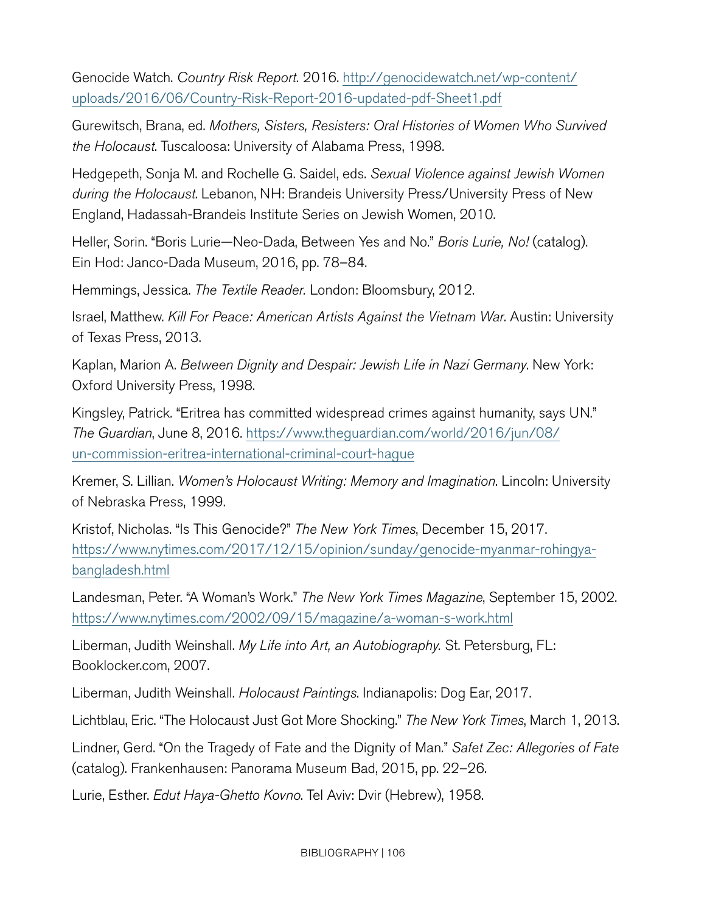Genocide Watch. *Country Risk Report.* 2016. http://genocidewatch.net/wp-content/uploads/2016/06/Country-Risk-Report-2016-updated-pdf-Sheet1.pdf

Gurewitsch, Brana, ed. *Mothers, Sisters, Resisters: Oral Histories of Women Who Survived the Holocaust*. Tuscaloosa: University of Alabama Press, 1998.

Hedgepeth, Sonja M. and Rochelle G. Saidel, eds. *Sexual Violence against Jewish Women during the Holocaust*. Lebanon, NH: Brandeis University Press/University Press of New England, Hadassah-Brandeis Institute Series on Jewish Women, 2010.

Heller, Sorin. "Boris Lurie—Neo-Dada, Between Yes and No." *Boris Lurie, No!* (catalog). Ein Hod: Janco-Dada Museum, 2016, pp. 78–84.

Hemmings, Jessica. *The Textile Reader.* London: Bloomsbury, 2012.

Israel, Matthew. *Kill For Peace: American Artists Against the Vietnam War*. Austin: University of Texas Press, 2013.

Kaplan, Marion A. *Between Dignity and Despair: Jewish Life in Nazi Germany*. New York: Oxford University Press, 1998.

Kingsley, Patrick. "Eritrea has committed widespread crimes against humanity, says UN." *The Guardian*, June 8, 2016. https://www.theguardian.com/world/2016/jun/08/un-commission-eritrea-international-criminal-court-hague

Kremer, S. Lillian. *Women's Holocaust Writing: Memory and Imagination*. Lincoln: University of Nebraska Press, 1999.

Kristof, Nicholas. "Is This Genocide?" *The New York Times*, December 15, 2017. https://www.nytimes.com/2017/12/15/opinion/sunday/genocide-myanmar-rohingya-bangladesh.html

Landesman, Peter. "A Woman's Work." *The New York Times Magazine*, September 15, 2002. https://www.nytimes.com/2002/09/15/magazine/a-woman-s-work.html

Liberman, Judith Weinshall. *My Life into Art, an Autobiography.* St. Petersburg, FL: Booklocker.com, 2007.

Liberman, Judith Weinshall. *Holocaust Paintings*. Indianapolis: Dog Ear, 2017.

Lichtblau, Eric. "The Holocaust Just Got More Shocking." *The New York Times*, March 1, 2013.

Lindner, Gerd. "On the Tragedy of Fate and the Dignity of Man." *Safet Zec: Allegories of Fate* (catalog). Frankenhausen: Panorama Museum Bad, 2015, pp. 22–26.

Lurie, Esther. *Edut Haya-Ghetto Kovno*. Tel Aviv: Dvir (Hebrew), 1958.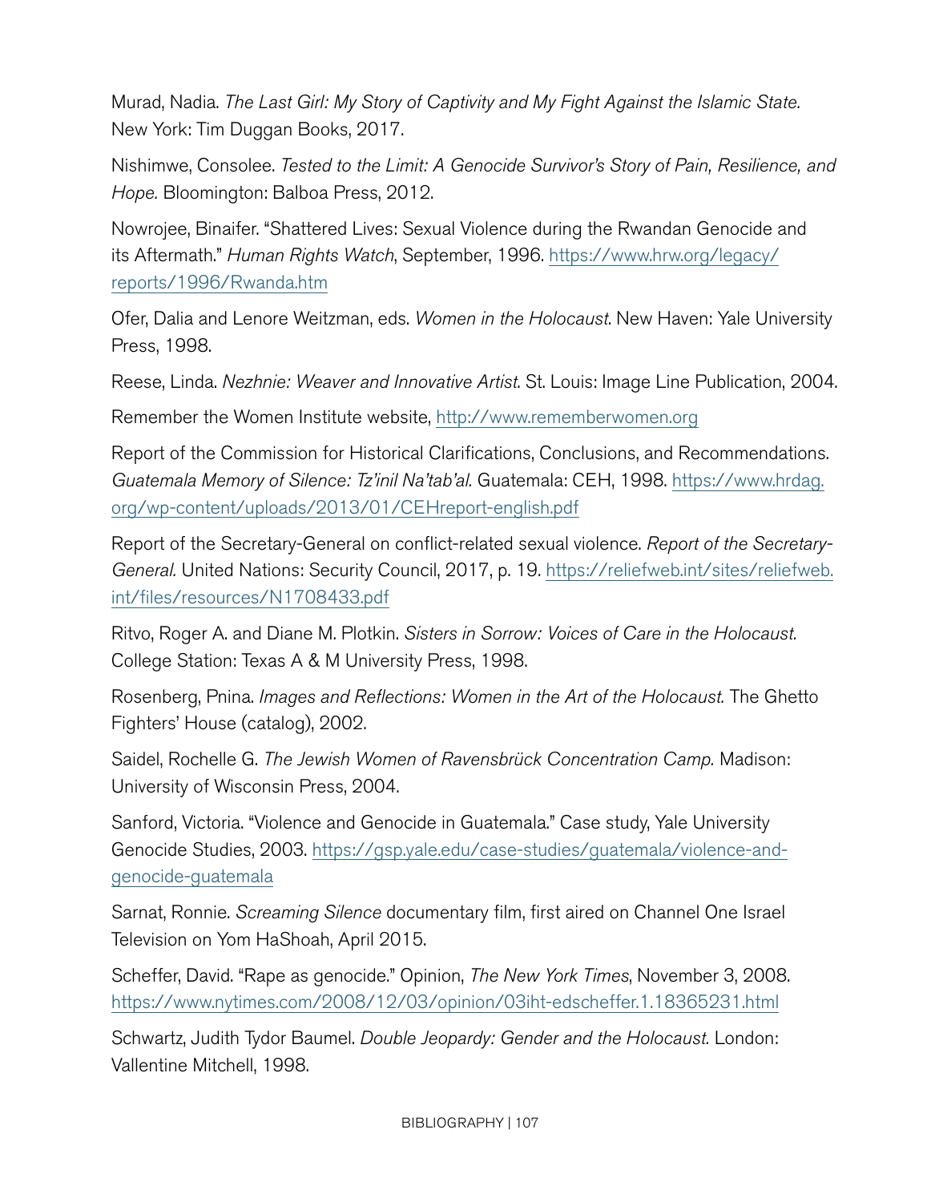Murad, Nadia. *The Last Girl: My Story of Captivity and My Fight Against the Islamic State.* New York: Tim Duggan Books, 2017.

Nishimwe, Consolee. *Tested to the Limit: A Genocide Survivor's Story of Pain, Resilience, and Hope.* Bloomington: Balboa Press, 2012.

Nowrojee, Binaifer. "Shattered Lives: Sexual Violence during the Rwandan Genocide and its Aftermath." *Human Rights Watch*, September, 1996. https://www.hrw.org/legacy/reports/1996/Rwanda.htm

Ofer, Dalia and Lenore Weitzman, eds. *Women in the Holocaust*. New Haven: Yale University Press, 1998.

Reese, Linda. *Nezhnie: Weaver and Innovative Artist*. St. Louis: Image Line Publication, 2004.

Remember the Women Institute website, http://www.rememberwomen.org

Report of the Commission for Historical Clarifications, Conclusions, and Recommendations. *Guatemala Memory of Silence: Tz'inil Na'tab'al.* Guatemala: CEH, 1998. https://www.hrdag.org/wp-content/uploads/2013/01/CEHreport-english.pdf

Report of the Secretary-General on conflict-related sexual violence. *Report of the Secretary-General.* United Nations: Security Council, 2017, p. 19. https://reliefweb.int/sites/reliefweb.int/files/resources/N1708433.pdf

Ritvo, Roger A. and Diane M. Plotkin. *Sisters in Sorrow: Voices of Care in the Holocaust.* College Station: Texas A & M University Press, 1998.

Rosenberg, Pnina. *Images and Reflections: Women in the Art of the Holocaust.* The Ghetto Fighters' House (catalog), 2002.

Saidel, Rochelle G. *The Jewish Women of Ravensbrück Concentration Camp.* Madison: University of Wisconsin Press, 2004.

Sanford, Victoria. "Violence and Genocide in Guatemala." Case study, Yale University Genocide Studies, 2003. https://gsp.yale.edu/case-studies/guatemala/violence-and-genocide-guatemala

Sarnat, Ronnie. *Screaming Silence* documentary film, first aired on Channel One Israel Television on Yom HaShoah, April 2015.

Scheffer, David. "Rape as genocide." Opinion, *The New York Times*, November 3, 2008. https://www.nytimes.com/2008/12/03/opinion/03iht-edscheffer.1.18365231.html

Schwartz, Judith Tydor Baumel. *Double Jeopardy: Gender and the Holocaust.* London: Vallentine Mitchell, 1998.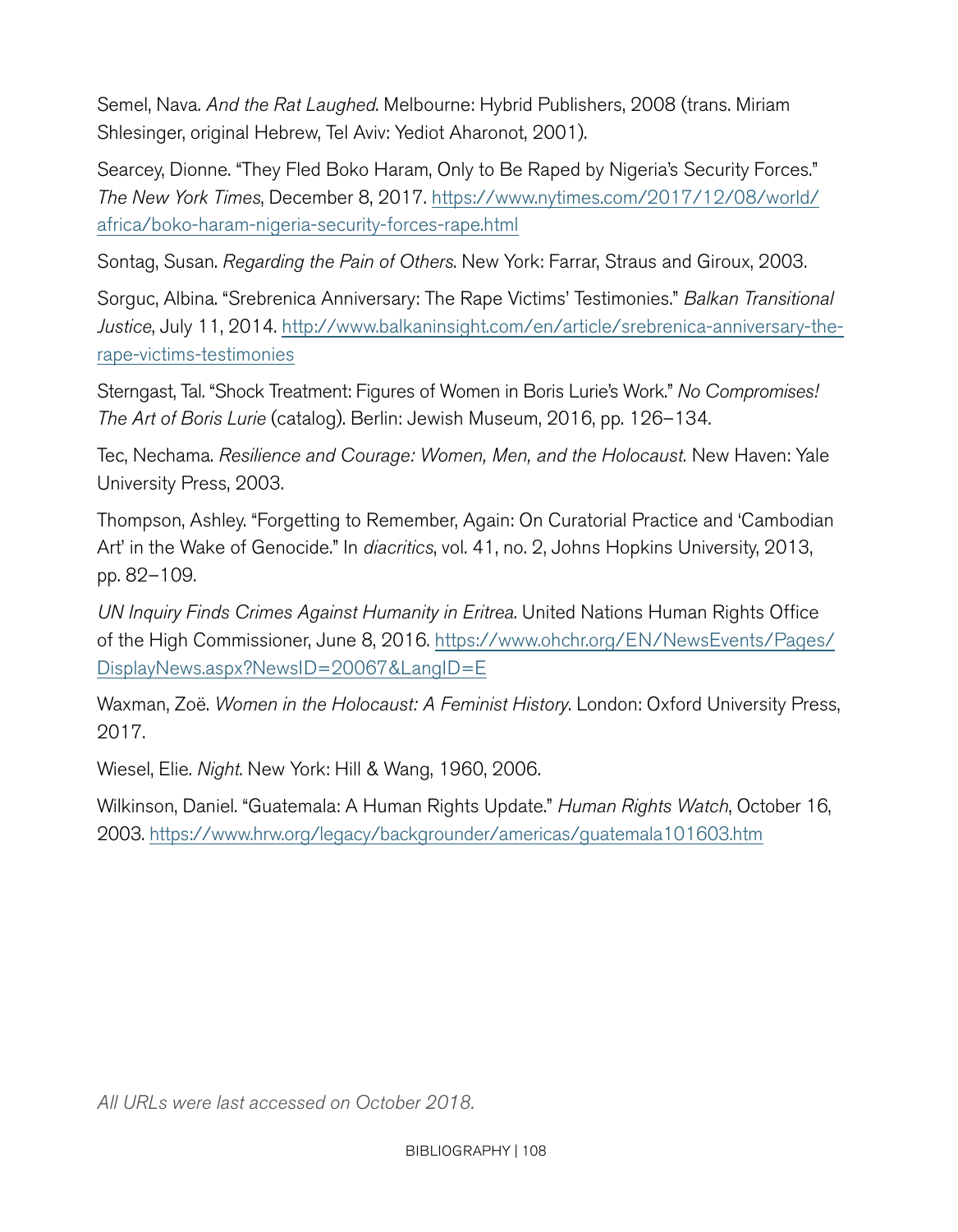Semel, Nava. *And the Rat Laughed*. Melbourne: Hybrid Publishers, 2008 (trans. Miriam Shlesinger, original Hebrew, Tel Aviv: Yediot Aharonot, 2001).

Searcey, Dionne. "They Fled Boko Haram, Only to Be Raped by Nigeria's Security Forces." *The New York Times*, December 8, 2017. https://www.nytimes.com/2017/12/08/world/africa/boko-haram-nigeria-security-forces-rape.html

Sontag, Susan. *Regarding the Pain of Others*. New York: Farrar, Straus and Giroux, 2003.

Sorguc, Albina. "Srebrenica Anniversary: The Rape Victims' Testimonies." *Balkan Transitional Justice*, July 11, 2014. http://www.balkaninsight.com/en/article/srebrenica-anniversary-the-rape-victims-testimonies

Sterngast, Tal. "Shock Treatment: Figures of Women in Boris Lurie's Work." *No Compromises! The Art of Boris Lurie* (catalog). Berlin: Jewish Museum, 2016, pp. 126–134.

Tec, Nechama. *Resilience and Courage: Women, Men, and the Holocaust.* New Haven: Yale University Press, 2003.

Thompson, Ashley. "Forgetting to Remember, Again: On Curatorial Practice and 'Cambodian Art' in the Wake of Genocide." In *diacritics*, vol. 41, no. 2, Johns Hopkins University, 2013, pp. 82–109.

*UN Inquiry Finds Crimes Against Humanity in Eritrea*. United Nations Human Rights Office of the High Commissioner, June 8, 2016. https://www.ohchr.org/EN/NewsEvents/Pages/DisplayNews.aspx?NewsID=20067&LangID=E

Waxman, Zoë. *Women in the Holocaust: A Feminist History*. London: Oxford University Press, 2017.

Wiesel, Elie. *Night*. New York: Hill & Wang, 1960, 2006.

Wilkinson, Daniel. "Guatemala: A Human Rights Update." *Human Rights Watch*, October 16, 2003. https://www.hrw.org/legacy/backgrounder/americas/guatemala101603.htm

*All URLs were last accessed on October 2018.*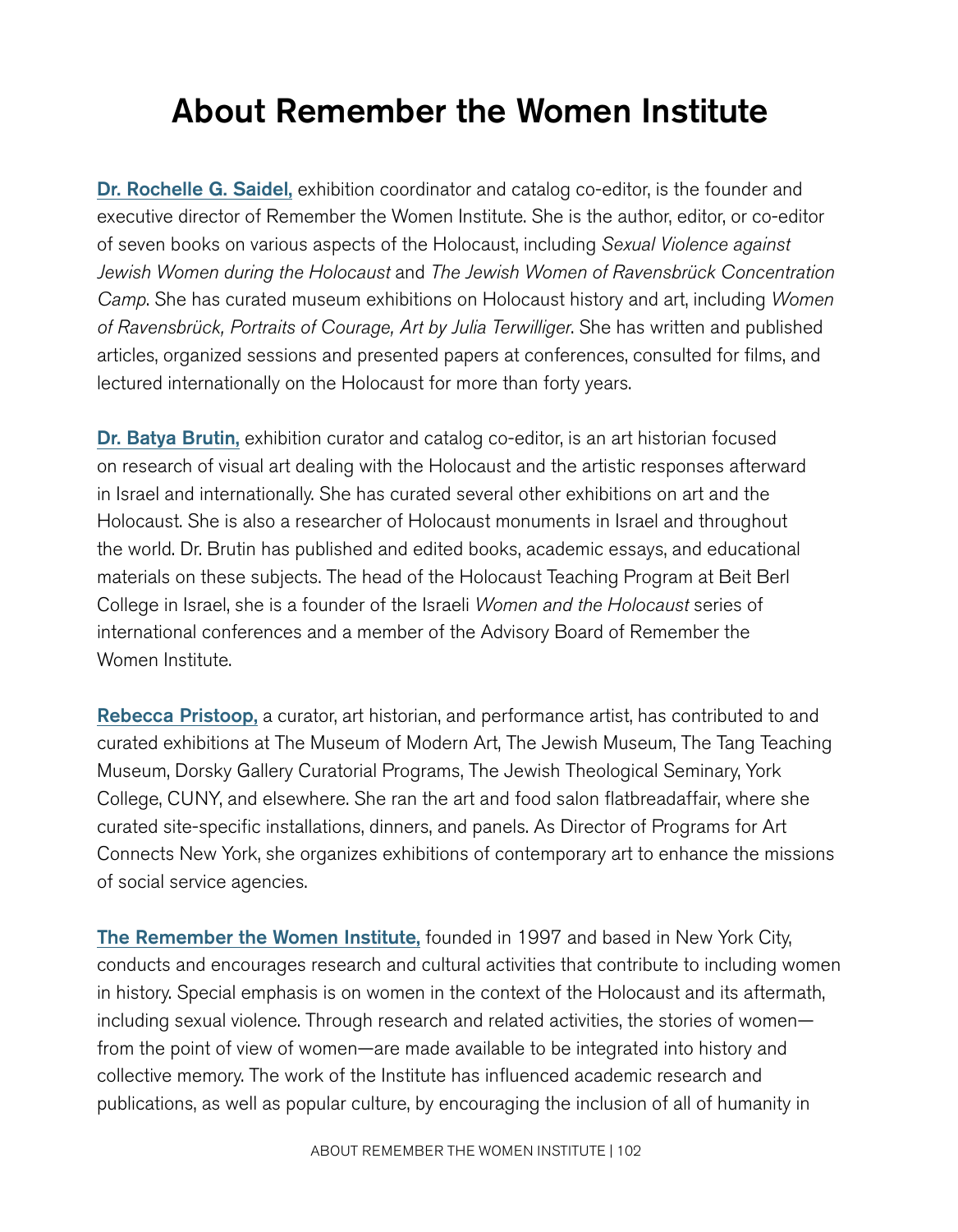# About Remember the Women Institute

**Dr. Rochelle G. Saidel,** exhibition coordinator and catalog co-editor, is the founder and executive director of Remember the Women Institute. She is the author, editor, or co-editor of seven books on various aspects of the Holocaust, including *Sexual Violence against Jewish Women during the Holocaust* and *The Jewish Women of Ravensbrück Concentration Camp*. She has curated museum exhibitions on Holocaust history and art, including *Women of Ravensbrück, Portraits of Courage, Art by Julia Terwilliger*. She has written and published articles, organized sessions and presented papers at conferences, consulted for films, and lectured internationally on the Holocaust for more than forty years.

**Dr. Batya Brutin,** exhibition curator and catalog co-editor, is an art historian focused on research of visual art dealing with the Holocaust and the artistic responses afterward in Israel and internationally. She has curated several other exhibitions on art and the Holocaust. She is also a researcher of Holocaust monuments in Israel and throughout the world. Dr. Brutin has published and edited books, academic essays, and educational materials on these subjects. The head of the Holocaust Teaching Program at Beit Berl College in Israel, she is a founder of the Israeli *Women and the Holocaust* series of international conferences and a member of the Advisory Board of Remember the Women Institute.

**Rebecca Pristoop,** a curator, art historian, and performance artist, has contributed to and curated exhibitions at The Museum of Modern Art, The Jewish Museum, The Tang Teaching Museum, Dorsky Gallery Curatorial Programs, The Jewish Theological Seminary, York College, CUNY, and elsewhere. She ran the art and food salon flatbreadaffair, where she curated site-specific installations, dinners, and panels. As Director of Programs for Art Connects New York, she organizes exhibitions of contemporary art to enhance the missions of social service agencies.

**The Remember the Women Institute,** founded in 1997 and based in New York City, conducts and encourages research and cultural activities that contribute to including women in history. Special emphasis is on women in the context of the Holocaust and its aftermath, including sexual violence. Through research and related activities, the stories of women—from the point of view of women—are made available to be integrated into history and collective memory. The work of the Institute has influenced academic research and publications, as well as popular culture, by encouraging the inclusion of all of humanity in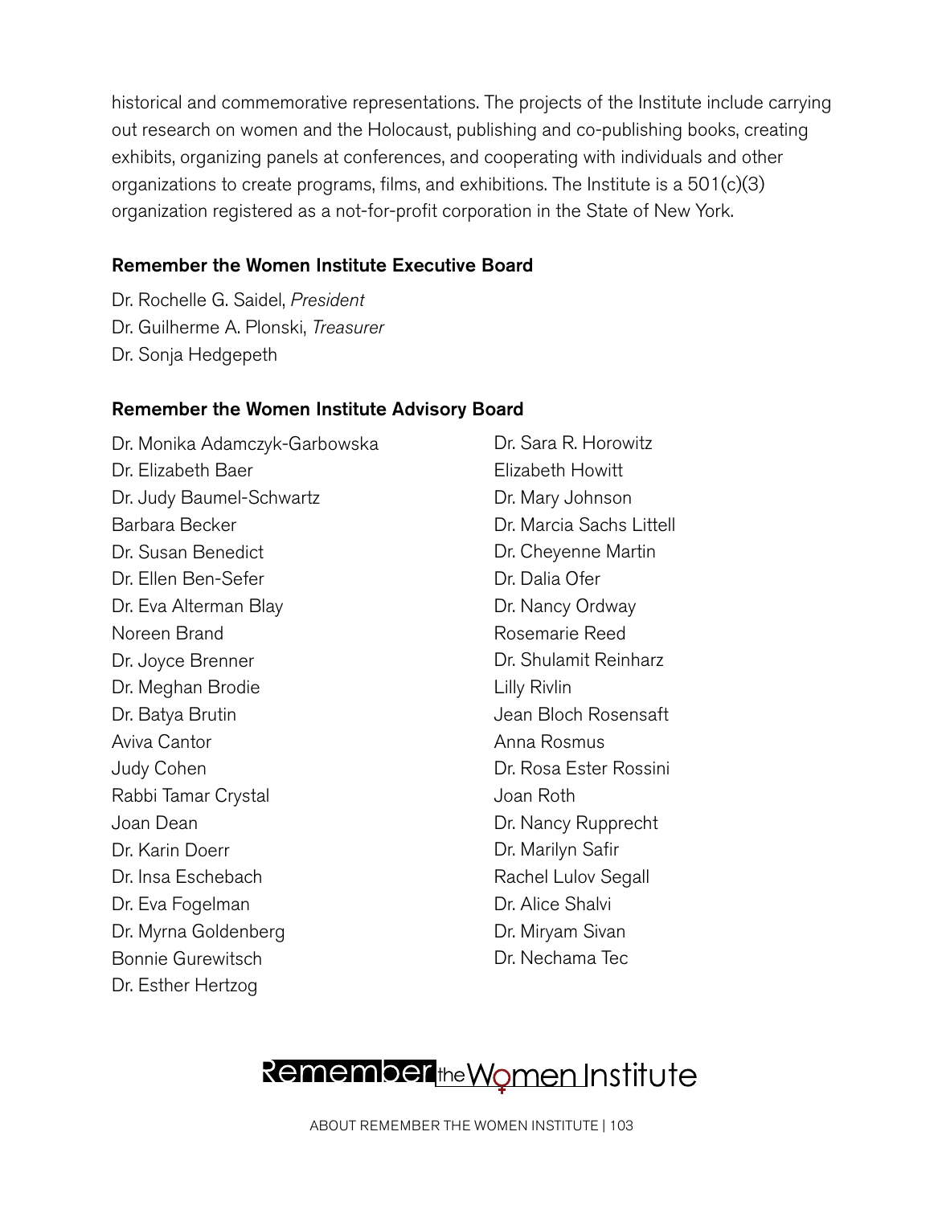historical and commemorative representations. The projects of the Institute include carrying out research on women and the Holocaust, publishing and co-publishing books, creating exhibits, organizing panels at conferences, and cooperating with individuals and other organizations to create programs, films, and exhibitions. The Institute is a 501(c)(3) organization registered as a not-for-profit corporation in the State of New York.

### Remember the Women Institute Executive Board

Dr. Rochelle G. Saidel, *President*
Dr. Guilherme A. Plonski, *Treasurer*
Dr. Sonja Hedgepeth

### Remember the Women Institute Advisory Board

Dr. Monika Adamczyk-Garbowska
Dr. Elizabeth Baer
Dr. Judy Baumel-Schwartz
Barbara Becker
Dr. Susan Benedict
Dr. Ellen Ben-Sefer
Dr. Eva Alterman Blay
Noreen Brand
Dr. Joyce Brenner
Dr. Meghan Brodie
Dr. Batya Brutin
Aviva Cantor
Judy Cohen
Rabbi Tamar Crystal
Joan Dean
Dr. Karin Doerr
Dr. Insa Eschebach
Dr. Eva Fogelman
Dr. Myrna Goldenberg
Bonnie Gurewitsch
Dr. Esther Hertzog
Dr. Sara R. Horowitz
Elizabeth Howitt
Dr. Mary Johnson
Dr. Marcia Sachs Littell
Dr. Cheyenne Martin
Dr. Dalia Ofer
Dr. Nancy Ordway
Rosemarie Reed
Dr. Shulamit Reinharz
Lilly Rivlin
Jean Bloch Rosensaft
Anna Rosmus
Dr. Rosa Ester Rossini
Joan Roth
Dr. Nancy Rupprecht
Dr. Marilyn Safir
Rachel Lulov Segall
Dr. Alice Shalvi
Dr. Miryam Sivan
Dr. Nechama Tec

Remember the Women Institute